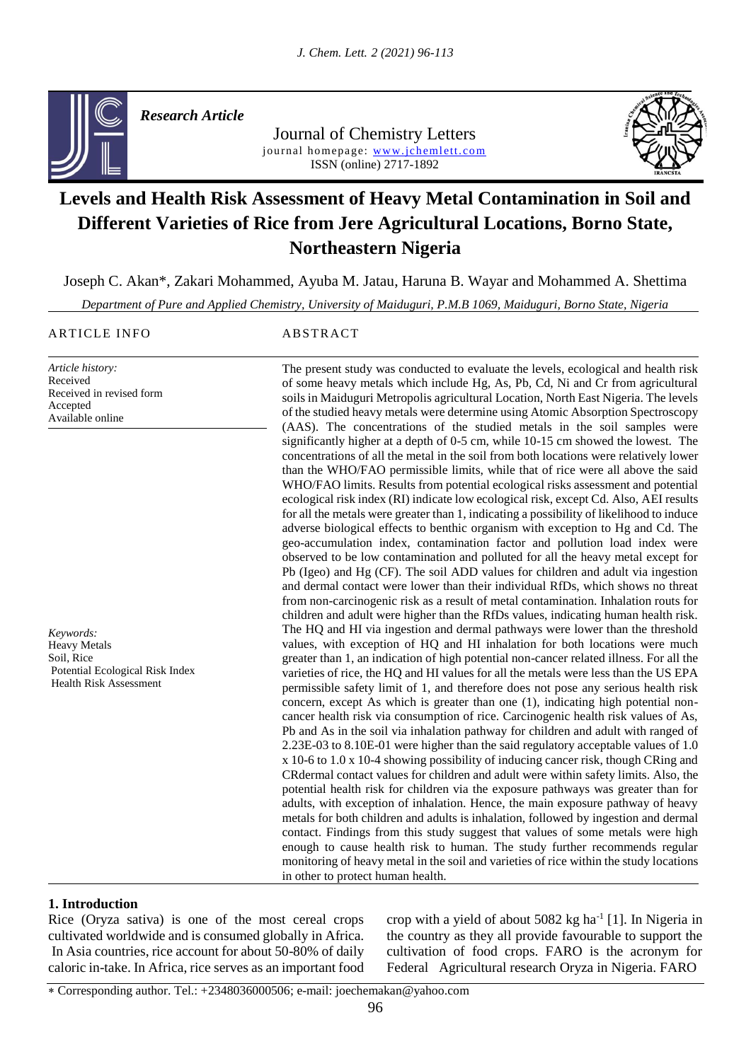*Research Article*

Journal of Chemistry Letters
journal homepage: www.jchemlett.com
ISSN (online) 2717-1892

# Levels and Health Risk Assessment of Heavy Metal Contamination in Soil and Different Varieties of Rice from Jere Agricultural Locations, Borno State, Northeastern Nigeria

Joseph C. Akan*, Zakari Mohammed, Ayuba M. Jatau, Haruna B. Wayar and Mohammed A. Shettima

*Department of Pure and Applied Chemistry, University of Maiduguri, P.M.B 1069, Maiduguri, Borno State, Nigeria*

ARTICLE INFO

*Article history:*
Received
Received in revised form
Accepted
Available online

*Keywords:*
Heavy Metals
Soil, Rice
Potential Ecological Risk Index
Health Risk Assessment

ABSTRACT

The present study was conducted to evaluate the levels, ecological and health risk of some heavy metals which include Hg, As, Pb, Cd, Ni and Cr from agricultural soils in Maiduguri Metropolis agricultural Location, North East Nigeria. The levels of the studied heavy metals were determine using Atomic Absorption Spectroscopy (AAS). The concentrations of the studied metals in the soil samples were significantly higher at a depth of 0-5 cm, while 10-15 cm showed the lowest. The concentrations of all the metal in the soil from both locations were relatively lower than the WHO/FAO permissible limits, while that of rice were all above the said WHO/FAO limits. Results from potential ecological risks assessment and potential ecological risk index (RI) indicate low ecological risk, except Cd. Also, AEI results for all the metals were greater than 1, indicating a possibility of likelihood to induce adverse biological effects to benthic organism with exception to Hg and Cd. The geo-accumulation index, contamination factor and pollution load index were observed to be low contamination and polluted for all the heavy metal except for Pb (Igeo) and Hg (CF). The soil ADD values for children and adult via ingestion and dermal contact were lower than their individual RfDs, which shows no threat from non-carcinogenic risk as a result of metal contamination. Inhalation routs for children and adult were higher than the RfDs values, indicating human health risk. The HQ and HI via ingestion and dermal pathways were lower than the threshold values, with exception of HQ and HI inhalation for both locations were much greater than 1, an indication of high potential non-cancer related illness. For all the varieties of rice, the HQ and HI values for all the metals were less than the US EPA permissible safety limit of 1, and therefore does not pose any serious health risk concern, except As which is greater than one (1), indicating high potential non-cancer health risk via consumption of rice. Carcinogenic health risk values of As, Pb and As in the soil via inhalation pathway for children and adult with ranged of 2.23E-03 to 8.10E-01 were higher than the said regulatory acceptable values of 1.0 x 10-6 to 1.0 x 10-4 showing possibility of inducing cancer risk, though CRing and CRdermal contact values for children and adult were within safety limits. Also, the potential health risk for children via the exposure pathways was greater than for adults, with exception of inhalation. Hence, the main exposure pathway of heavy metals for both children and adults is inhalation, followed by ingestion and dermal contact. Findings from this study suggest that values of some metals were high enough to cause health risk to human. The study further recommends regular monitoring of heavy metal in the soil and varieties of rice within the study locations in other to protect human health.

## 1. Introduction

Rice (Oryza sativa) is one of the most cereal crops cultivated worldwide and is consumed globally in Africa. In Asia countries, rice account for about 50-80% of daily caloric in-take. In Africa, rice serves as an important food crop with a yield of about 5082 kg $ha^{-1}$ [1]. In Nigeria in the country as they all provide favourable to support the cultivation of food crops. FARO is the acronym for Federal Agricultural research Oryza in Nigeria. FARO

* Corresponding author. Tel.: +2348036000506; e-mail: joechemakan@yahoo.com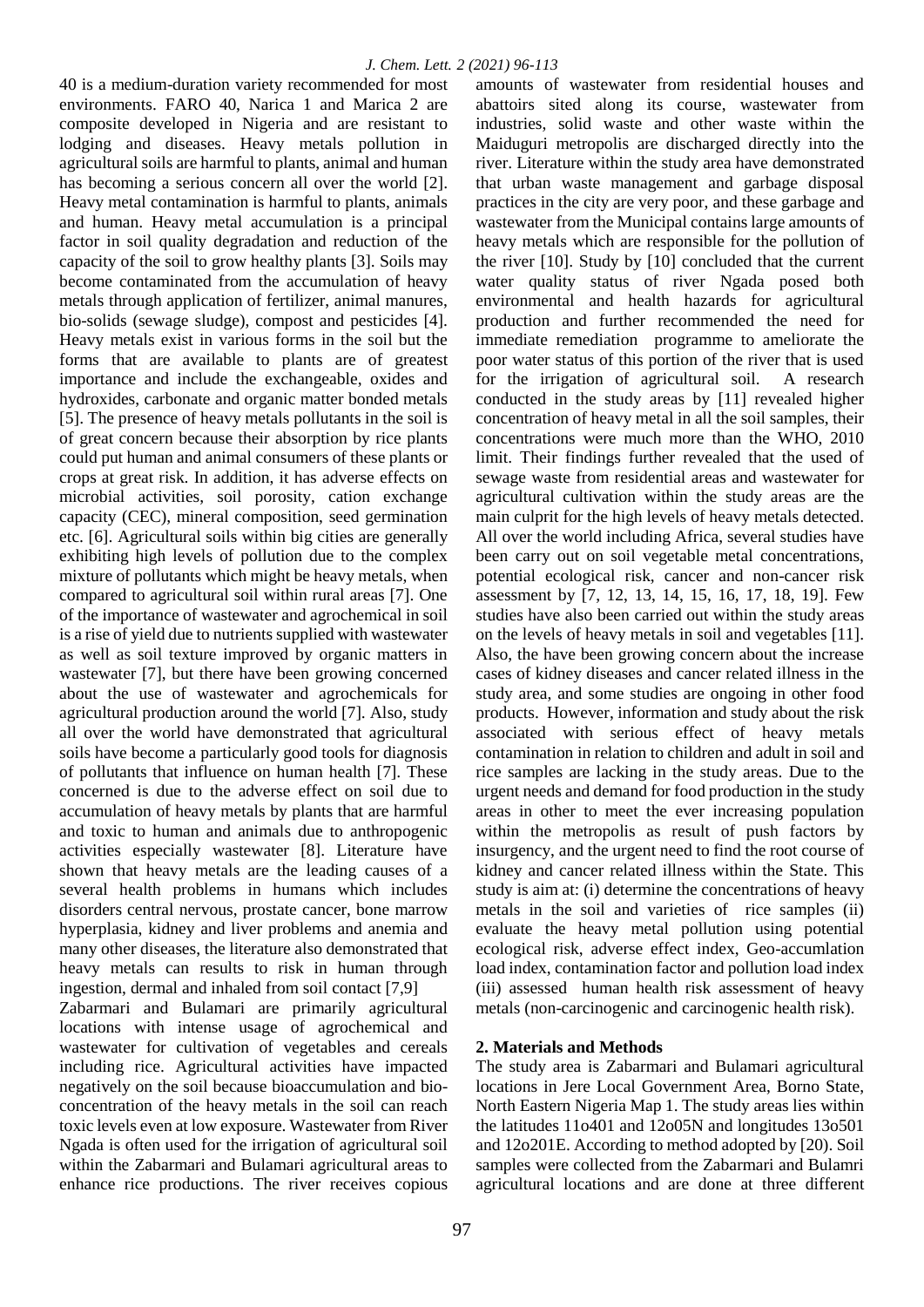40 is a medium-duration variety recommended for most environments. FARO 40, Narica 1 and Marica 2 are composite developed in Nigeria and are resistant to lodging and diseases. Heavy metals pollution in agricultural soils are harmful to plants, animal and human has becoming a serious concern all over the world [2]. Heavy metal contamination is harmful to plants, animals and human. Heavy metal accumulation is a principal factor in soil quality degradation and reduction of the capacity of the soil to grow healthy plants [3]. Soils may become contaminated from the accumulation of heavy metals through application of fertilizer, animal manures, bio-solids (sewage sludge), compost and pesticides [4]. Heavy metals exist in various forms in the soil but the forms that are available to plants are of greatest importance and include the exchangeable, oxides and hydroxides, carbonate and organic matter bonded metals [5]. The presence of heavy metals pollutants in the soil is of great concern because their absorption by rice plants could put human and animal consumers of these plants or crops at great risk. In addition, it has adverse effects on microbial activities, soil porosity, cation exchange capacity (CEC), mineral composition, seed germination etc. [6]. Agricultural soils within big cities are generally exhibiting high levels of pollution due to the complex mixture of pollutants which might be heavy metals, when compared to agricultural soil within rural areas [7]. One of the importance of wastewater and agrochemical in soil is a rise of yield due to nutrients supplied with wastewater as well as soil texture improved by organic matters in wastewater [7], but there have been growing concerned about the use of wastewater and agrochemicals for agricultural production around the world [7]. Also, study all over the world have demonstrated that agricultural soils have become a particularly good tools for diagnosis of pollutants that influence on human health [7]. These concerned is due to the adverse effect on soil due to accumulation of heavy metals by plants that are harmful and toxic to human and animals due to anthropogenic activities especially wastewater [8]. Literature have shown that heavy metals are the leading causes of a several health problems in humans which includes disorders central nervous, prostate cancer, bone marrow hyperplasia, kidney and liver problems and anemia and many other diseases, the literature also demonstrated that heavy metals can results to risk in human through ingestion, dermal and inhaled from soil contact [7,9]

Zabarmari and Bulamari are primarily agricultural locations with intense usage of agrochemical and wastewater for cultivation of vegetables and cereals including rice. Agricultural activities have impacted negatively on the soil because bioaccumulation and bio-concentration of the heavy metals in the soil can reach toxic levels even at low exposure. Wastewater from River Ngada is often used for the irrigation of agricultural soil within the Zabarmari and Bulamari agricultural areas to enhance rice productions. The river receives copious amounts of wastewater from residential houses and abattoirs sited along its course, wastewater from industries, solid waste and other waste within the Maiduguri metropolis are discharged directly into the river. Literature within the study area have demonstrated that urban waste management and garbage disposal practices in the city are very poor, and these garbage and wastewater from the Municipal contains large amounts of heavy metals which are responsible for the pollution of the river [10]. Study by [10] concluded that the current water quality status of river Ngada posed both environmental and health hazards for agricultural production and further recommended the need for immediate remediation programme to ameliorate the poor water status of this portion of the river that is used for the irrigation of agricultural soil. A research conducted in the study areas by [11] revealed higher concentration of heavy metal in all the soil samples, their concentrations were much more than the WHO, 2010 limit. Their findings further revealed that the used of sewage waste from residential areas and wastewater for agricultural cultivation within the study areas are the main culprit for the high levels of heavy metals detected. All over the world including Africa, several studies have been carry out on soil vegetable metal concentrations, potential ecological risk, cancer and non-cancer risk assessment by [7, 12, 13, 14, 15, 16, 17, 18, 19]. Few studies have also been carried out within the study areas on the levels of heavy metals in soil and vegetables [11]. Also, the have been growing concern about the increase cases of kidney diseases and cancer related illness in the study area, and some studies are ongoing in other food products. However, information and study about the risk associated with serious effect of heavy metals contamination in relation to children and adult in soil and rice samples are lacking in the study areas. Due to the urgent needs and demand for food production in the study areas in other to meet the ever increasing population within the metropolis as result of push factors by insurgency, and the urgent need to find the root course of kidney and cancer related illness within the State. This study is aim at: (i) determine the concentrations of heavy metals in the soil and varieties of rice samples (ii) evaluate the heavy metal pollution using potential ecological risk, adverse effect index, Geo-accumlation load index, contamination factor and pollution load index (iii) assessed human health risk assessment of heavy metals (non-carcinogenic and carcinogenic health risk).

## 2. Materials and Methods

The study area is Zabarmari and Bulamari agricultural locations in Jere Local Government Area, Borno State, North Eastern Nigeria Map 1. The study areas lies within the latitudes 11o401 and 12o05N and longitudes 13o501 and 12o201E. According to method adopted by [20). Soil samples were collected from the Zabarmari and Bulamri agricultural locations and are done at three different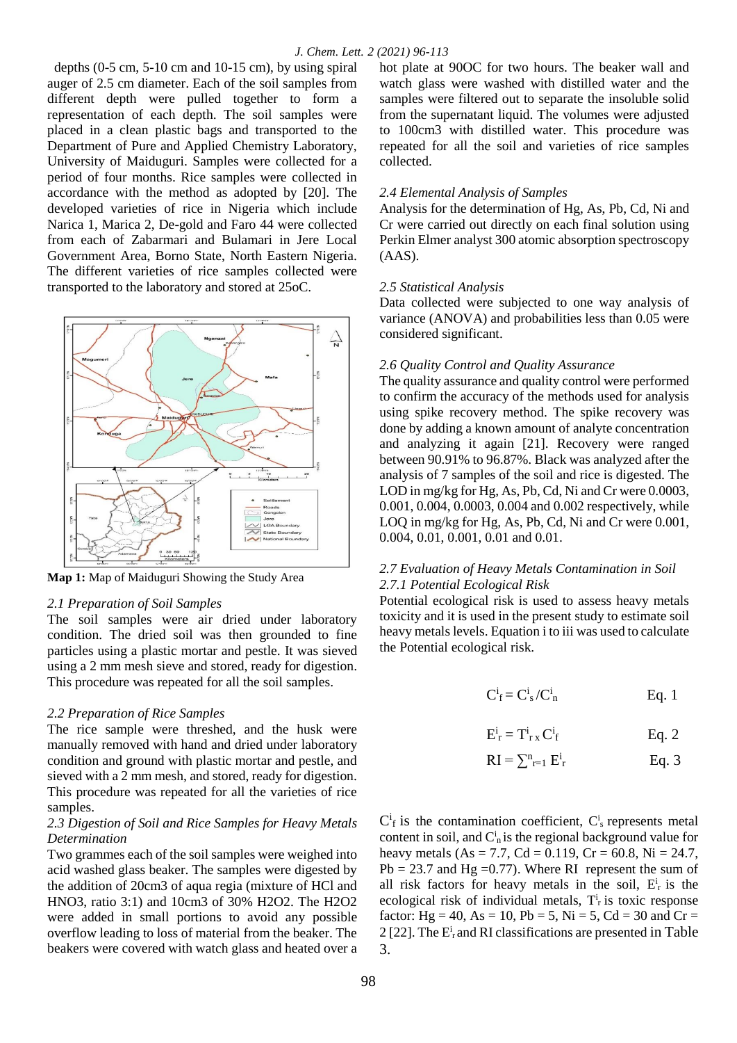depths (0-5 cm, 5-10 cm and 10-15 cm), by using spiral auger of 2.5 cm diameter. Each of the soil samples from different depth were pulled together to form a representation of each depth. The soil samples were placed in a clean plastic bags and transported to the Department of Pure and Applied Chemistry Laboratory, University of Maiduguri. Samples were collected for a period of four months. Rice samples were collected in accordance with the method as adopted by [20]. The developed varieties of rice in Nigeria which include Narica 1, Marica 2, De-gold and Faro 44 were collected from each of Zabarmari and Bulamari in Jere Local Government Area, Borno State, North Eastern Nigeria. The different varieties of rice samples collected were transported to the laboratory and stored at 25oC.

**Map 1:** Map of Maiduguri Showing the Study Area

### *2.1 Preparation of Soil Samples*

The soil samples were air dried under laboratory condition. The dried soil was then grounded to fine particles using a plastic mortar and pestle. It was sieved using a 2 mm mesh sieve and stored, ready for digestion. This procedure was repeated for all the soil samples.

### *2.2 Preparation of Rice Samples*

The rice sample were threshed, and the husk were manually removed with hand and dried under laboratory condition and ground with plastic mortar and pestle, and sieved with a 2 mm mesh, and stored, ready for digestion. This procedure was repeated for all the varieties of rice samples.

### *2.3 Digestion of Soil and Rice Samples for Heavy Metals Determination*

Two grammes each of the soil samples were weighed into acid washed glass beaker. The samples were digested by the addition of 20cm3 of aqua regia (mixture of HCl and HNO3, ratio 3:1) and 10cm3 of 30% H2O2. The H2O2 were added in small portions to avoid any possible overflow leading to loss of material from the beaker. The beakers were covered with watch glass and heated over a hot plate at 90OC for two hours. The beaker wall and watch glass were washed with distilled water and the samples were filtered out to separate the insoluble solid from the supernatant liquid. The volumes were adjusted to 100cm3 with distilled water. This procedure was repeated for all the soil and varieties of rice samples collected.

### *2.4 Elemental Analysis of Samples*

Analysis for the determination of Hg, As, Pb, Cd, Ni and Cr were carried out directly on each final solution using Perkin Elmer analyst 300 atomic absorption spectroscopy (AAS).

### *2.5 Statistical Analysis*

Data collected were subjected to one way analysis of variance (ANOVA) and probabilities less than 0.05 were considered significant.

### *2.6 Quality Control and Quality Assurance*

The quality assurance and quality control were performed to confirm the accuracy of the methods used for analysis using spike recovery method. The spike recovery was done by adding a known amount of analyte concentration and analyzing it again [21]. Recovery were ranged between 90.91% to 96.87%. Black was analyzed after the analysis of 7 samples of the soil and rice is digested. The LOD in mg/kg for Hg, As, Pb, Cd, Ni and Cr were 0.0003, 0.001, 0.004, 0.0003, 0.004 and 0.002 respectively, while LOQ in mg/kg for Hg, As, Pb, Cd, Ni and Cr were 0.001, 0.004, 0.01, 0.001, 0.01 and 0.01.

### *2.7 Evaluation of Heavy Metals Contamination in Soil*

#### *2.7.1 Potential Ecological Risk*

Potential ecological risk is used to assess heavy metals toxicity and it is used in the present study to estimate soil heavy metals levels. Equation i to iii was used to calculate the Potential ecological risk.

$$C^i_f = C^i_s / C^i_n \qquad \text{Eq. 1}$$

$$E^i_r = T^i_r \times C^i_f \qquad \text{Eq. 2}$$

$$RI = \sum\nolimits^{n}_{r=1} E^i_r \qquad \text{Eq. 3}$$

$C^i_f$ is the contamination coefficient, $C^i_s$ represents metal content in soil, and $C^i_n$ is the regional background value for heavy metals (As = 7.7, Cd = 0.119, Cr = 60.8, Ni = 24.7, Pb = 23.7 and Hg =0.77). Where RI represent the sum of all risk factors for heavy metals in the soil, $E^i_r$ is the ecological risk of individual metals, $T^i_r$ is toxic response factor: Hg = 40, As = 10, Pb = 5, Ni = 5, Cd = 30 and Cr = 2 [22]. The $E^i_r$ and RI classifications are presented in Table 3.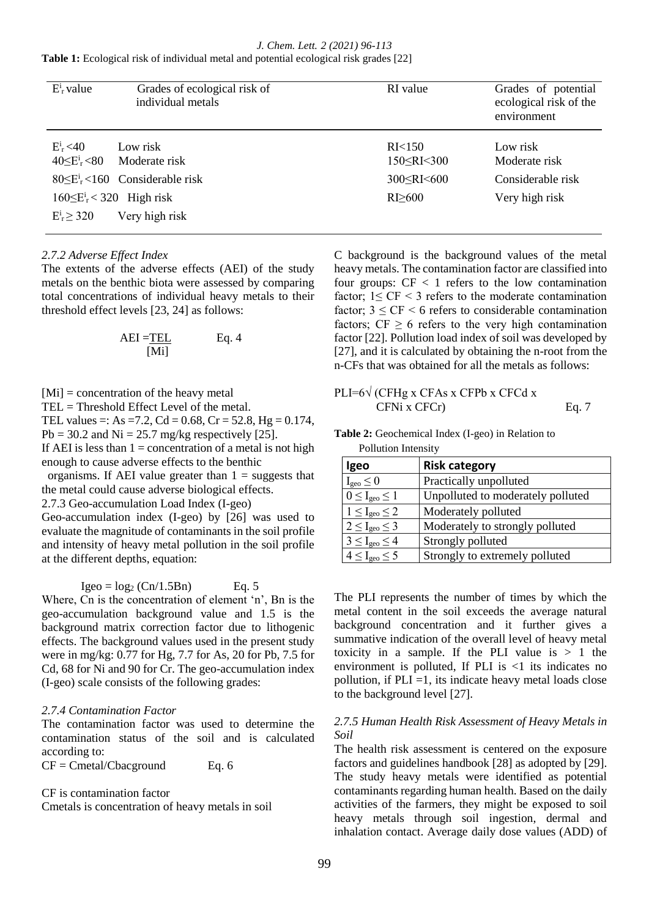**Table 1:** Ecological risk of individual metal and potential ecological risk grades [22]

| $E^i_r$ value | Grades of ecological risk of individual metals | RI value | Grades of potential ecological risk of the environment |
|---|---|---|---|
| $E^i_r < 40$ | Low risk | RI<150 | Low risk |
| $40 \leq E^i_r < 80$ | Moderate risk | 150≤RI<300 | Moderate risk |
| $80 \leq E^i_r < 160$ | Considerable risk | 300≤RI<600 | Considerable risk |
| $160 \leq E^i_r < 320$ | High risk | RI≥600 | Very high risk |
| $E^i_r \geq 320$ | Very high risk | | |

### *2.7.2 Adverse Effect Index*

The extents of the adverse effects (AEI) of the study metals on the benthic biota were assessed by comparing total concentrations of individual heavy metals to their threshold effect levels [23, 24] as follows:

$$AEI = \frac{TEL}{[Mi]} \qquad \text{Eq. 4}$$

[Mi] = concentration of the heavy metal

TEL = Threshold Effect Level of the metal.

TEL values =: As =7.2, Cd = 0.68, Cr = 52.8, Hg = 0.174, Pb = 30.2 and Ni = 25.7 mg/kg respectively [25].

If AEI is less than 1 = concentration of a metal is not high enough to cause adverse effects to the benthic organisms. If AEI value greater than 1 = suggests that the metal could cause adverse biological effects.

2.7.3 Geo-accumulation Load Index (I-geo)

Geo-accumulation index (I-geo) by [26] was used to evaluate the magnitude of contaminants in the soil profile and intensity of heavy metal pollution in the soil profile at the different depths, equation:

$$Igeo = \log_2 (Cn/1.5Bn) \qquad \text{Eq. 5}$$

Where, Cn is the concentration of element 'n', Bn is the geo-accumulation background value and 1.5 is the background matrix correction factor due to lithogenic effects. The background values used in the present study were in mg/kg: 0.77 for Hg, 7.7 for As, 20 for Pb, 7.5 for Cd, 68 for Ni and 90 for Cr. The geo-accumulation index (I-geo) scale consists of the following grades:

### *2.7.4 Contamination Factor*

The contamination factor was used to determine the contamination status of the soil and is calculated according to:

$$CF = Cmetal/Cbacground \qquad \text{Eq. 6}$$

CF is contamination factor

Cmetals is concentration of heavy metals in soil

C background is the background values of the metal heavy metals. The contamination factor are classified into four groups: CF < 1 refers to the low contamination factor; 1≤ CF < 3 refers to the moderate contamination factor; 3 ≤ CF < 6 refers to considerable contamination factors; CF ≥ 6 refers to the very high contamination factor [22]. Pollution load index of soil was developed by [27], and it is calculated by obtaining the n-root from the n-CFs that was obtained for all the metals as follows:

$$PLI = \sqrt[6]{CFHg \times CFAs \times CFPb \times CFCd \times CFNi \times CFCr} \qquad \text{Eq. 7}$$

**Table 2:** Geochemical Index (I-geo) in Relation to Pollution Intensity

| Igeo | Risk category |
|---|---|
| $I_{geo} \leq 0$ | Practically unpolluted |
| $0 \leq I_{geo} \leq 1$ | Unpolluted to moderately polluted |
| $1 \leq I_{geo} \leq 2$ | Moderately polluted |
| $2 \leq I_{geo} \leq 3$ | Moderately to strongly polluted |
| $3 \leq I_{geo} \leq 4$ | Strongly polluted |
| $4 \leq I_{geo} \leq 5$ | Strongly to extremely polluted |

The PLI represents the number of times by which the metal content in the soil exceeds the average natural background concentration and it further gives a summative indication of the overall level of heavy metal toxicity in a sample. If the PLI value is > 1 the environment is polluted, If PLI is <1 its indicates no pollution, if PLI =1, its indicate heavy metal loads close to the background level [27].

### *2.7.5 Human Health Risk Assessment of Heavy Metals in Soil*

The health risk assessment is centered on the exposure factors and guidelines handbook [28] as adopted by [29]. The study heavy metals were identified as potential contaminants regarding human health. Based on the daily activities of the farmers, they might be exposed to soil heavy metals through soil ingestion, dermal and inhalation contact. Average daily dose values (ADD) of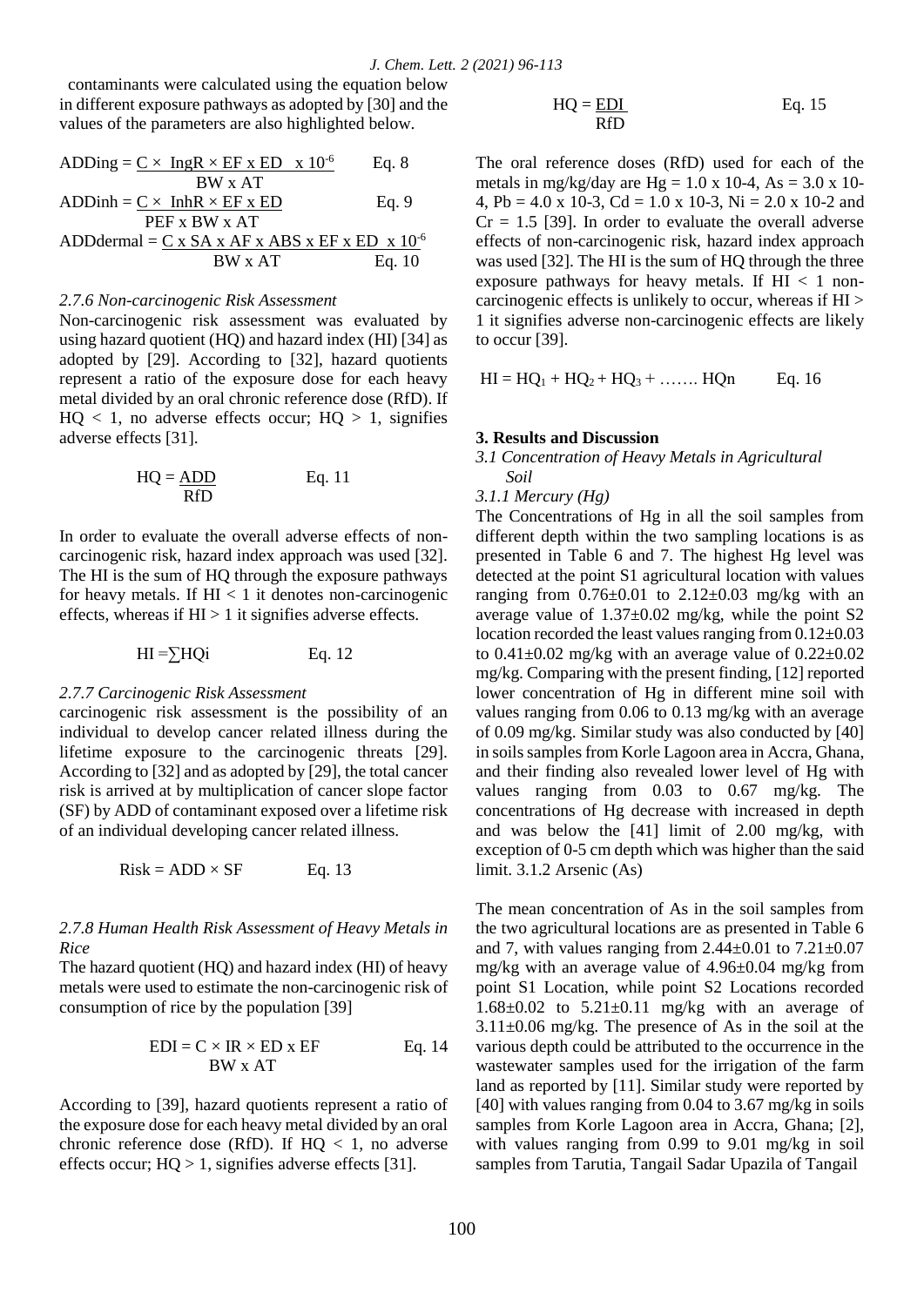contaminants were calculated using the equation below in different exposure pathways as adopted by [30] and the values of the parameters are also highlighted below.

$$ADDing = \frac{C \times IngR \times EF \times ED \times 10^{-6}}{BW \times AT} \quad \text{Eq. 8}$$

$$ADDinh = \frac{C \times InhR \times EF \times ED}{PEF \times BW \times AT} \quad \text{Eq. 9}$$

$$ADDdermal = \frac{C \times SA \times AF \times ABS \times EF \times ED \times 10^{-6}}{BW \times AT} \quad \text{Eq. 10}$$

### *2.7.6 Non-carcinogenic Risk Assessment*

Non-carcinogenic risk assessment was evaluated by using hazard quotient (HQ) and hazard index (HI) [34] as adopted by [29]. According to [32], hazard quotients represent a ratio of the exposure dose for each heavy metal divided by an oral chronic reference dose (RfD). If $HQ < 1$, no adverse effects occur; $HQ > 1$, signifies adverse effects [31].

$$HQ = \frac{ADD}{RfD} \quad \text{Eq. 11}$$

In order to evaluate the overall adverse effects of non-carcinogenic risk, hazard index approach was used [32]. The HI is the sum of HQ through the exposure pathways for heavy metals. If $HI < 1$ it denotes non-carcinogenic effects, whereas if $HI > 1$ it signifies adverse effects.

$$HI = \sum HQi \quad \text{Eq. 12}$$

### *2.7.7 Carcinogenic Risk Assessment*

carcinogenic risk assessment is the possibility of an individual to develop cancer related illness during the lifetime exposure to the carcinogenic threats [29]. According to [32] and as adopted by [29], the total cancer risk is arrived at by multiplication of cancer slope factor (SF) by ADD of contaminant exposed over a lifetime risk of an individual developing cancer related illness.

$$Risk = ADD \times SF \quad \text{Eq. 13}$$

### *2.7.8 Human Health Risk Assessment of Heavy Metals in Rice*

The hazard quotient (HQ) and hazard index (HI) of heavy metals were used to estimate the non-carcinogenic risk of consumption of rice by the population [39]

$$EDI = \frac{C \times IR \times ED \times EF}{BW \times AT} \quad \text{Eq. 14}$$

According to [39], hazard quotients represent a ratio of the exposure dose for each heavy metal divided by an oral chronic reference dose (RfD). If $HQ < 1$, no adverse effects occur; $HQ > 1$, signifies adverse effects [31].

$$HQ = \frac{EDI}{RfD} \quad \text{Eq. 15}$$

The oral reference doses (RfD) used for each of the metals in mg/kg/day are Hg = 1.0 x 10-4, As = 3.0 x 10-4, Pb = 4.0 x 10-3, Cd = 1.0 x 10-3, Ni = 2.0 x 10-2 and Cr = 1.5 [39]. In order to evaluate the overall adverse effects of non-carcinogenic risk, hazard index approach was used [32]. The HI is the sum of HQ through the three exposure pathways for heavy metals. If $HI < 1$ non-carcinogenic effects is unlikely to occur, whereas if $HI > 1$ it signifies adverse non-carcinogenic effects are likely to occur [39].

$$HI = HQ_1 + HQ_2 + HQ_3 + \ldots\ldots\ HQn \quad \text{Eq. 16}$$

## 3. Results and Discussion

### *3.1 Concentration of Heavy Metals in Agricultural Soil*

#### *3.1.1 Mercury (Hg)*

The Concentrations of Hg in all the soil samples from different depth within the two sampling locations is as presented in Table 6 and 7. The highest Hg level was detected at the point S1 agricultural location with values ranging from 0.76±0.01 to 2.12±0.03 mg/kg with an average value of 1.37±0.02 mg/kg, while the point S2 location recorded the least values ranging from 0.12±0.03 to 0.41±0.02 mg/kg with an average value of 0.22±0.02 mg/kg. Comparing with the present finding, [12] reported lower concentration of Hg in different mine soil with values ranging from 0.06 to 0.13 mg/kg with an average of 0.09 mg/kg. Similar study was also conducted by [40] in soils samples from Korle Lagoon area in Accra, Ghana, and their finding also revealed lower level of Hg with values ranging from 0.03 to 0.67 mg/kg. The concentrations of Hg decrease with increased in depth and was below the [41] limit of 2.00 mg/kg, with exception of 0-5 cm depth which was higher than the said limit. 3.1.2 Arsenic (As)

The mean concentration of As in the soil samples from the two agricultural locations are as presented in Table 6 and 7, with values ranging from 2.44±0.01 to 7.21±0.07 mg/kg with an average value of 4.96±0.04 mg/kg from point S1 Location, while point S2 Locations recorded 1.68±0.02 to 5.21±0.11 mg/kg with an average of 3.11±0.06 mg/kg. The presence of As in the soil at the various depth could be attributed to the occurrence in the wastewater samples used for the irrigation of the farm land as reported by [11]. Similar study were reported by [40] with values ranging from 0.04 to 3.67 mg/kg in soils samples from Korle Lagoon area in Accra, Ghana; [2], with values ranging from 0.99 to 9.01 mg/kg in soil samples from Tarutia, Tangail Sadar Upazila of Tangail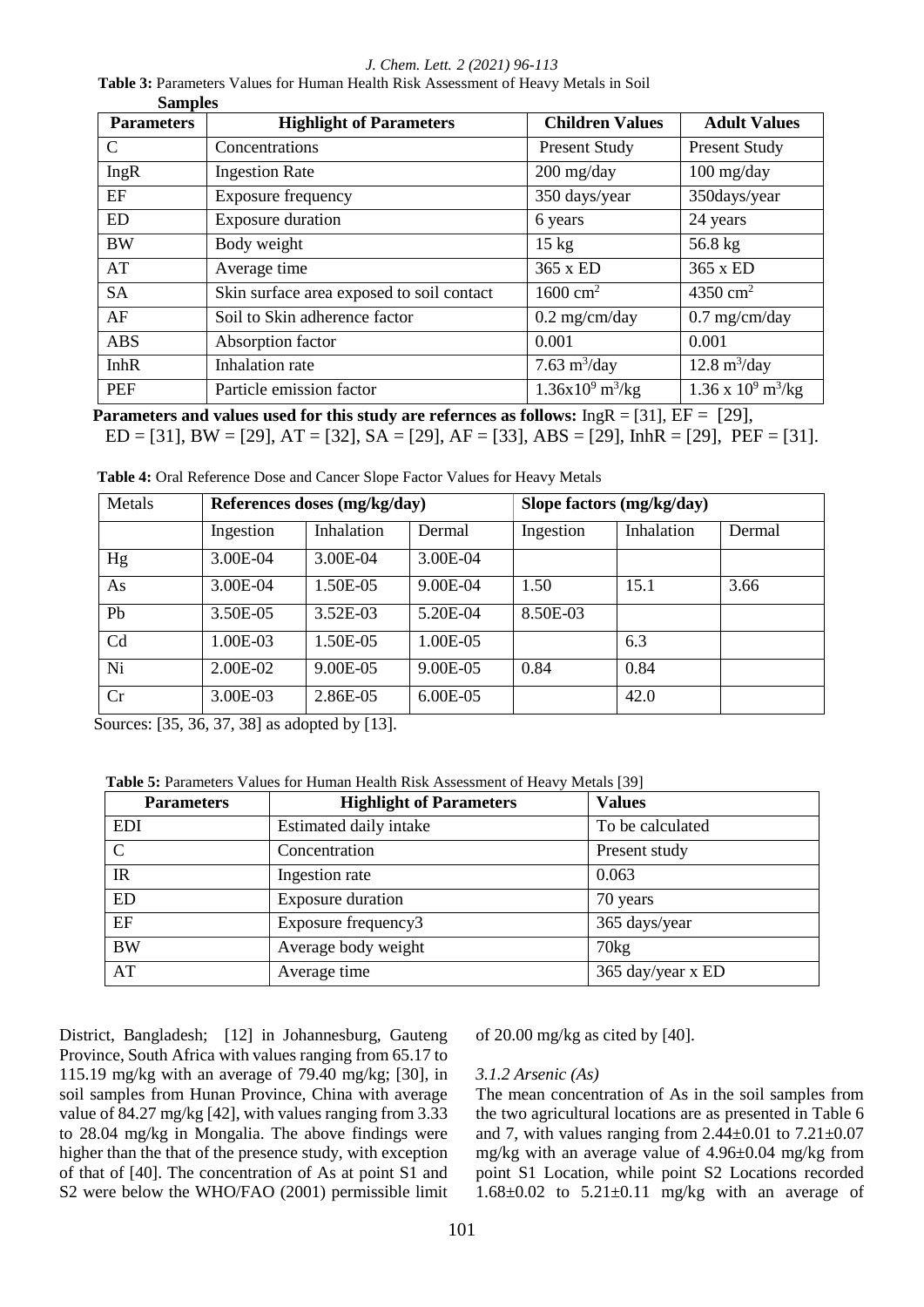**Table 3:** Parameters Values for Human Health Risk Assessment of Heavy Metals in Soil Samples

| Parameters | Highlight of Parameters | Children Values | Adult Values |
|---|---|---|---|
| C | Concentrations | Present Study | Present Study |
| IngR | Ingestion Rate | 200 mg/day | 100 mg/day |
| EF | Exposure frequency | 350 days/year | 350days/year |
| ED | Exposure duration | 6 years | 24 years |
| BW | Body weight | 15 kg | 56.8 kg |
| AT | Average time | 365 x ED | 365 x ED |
| SA | Skin surface area exposed to soil contact | 1600 $cm^2$ | 4350 $cm^2$ |
| AF | Soil to Skin adherence factor | 0.2 mg/cm/day | 0.7 mg/cm/day |
| ABS | Absorption factor | 0.001 | 0.001 |
| InhR | Inhalation rate | 7.63 $m^3$/day | 12.8 $m^3$/day |
| PEF | Particle emission factor | $1.36x10^9$ $m^3$/kg | $1.36 \times 10^9$ $m^3$/kg |

**Parameters and values used for this study are refernces as follows:** IngR = [31], EF = [29], ED = [31], BW = [29], AT = [32], SA = [29], AF = [33], ABS = [29], InhR = [29], PEF = [31].

**Table 4:** Oral Reference Dose and Cancer Slope Factor Values for Heavy Metals

| Metals | References doses (mg/kg/day) | | | Slope factors (mg/kg/day) | | |
|---|---|---|---|---|---|---|
| | Ingestion | Inhalation | Dermal | Ingestion | Inhalation | Dermal |
| Hg | 3.00E-04 | 3.00E-04 | 3.00E-04 | | | |
| As | 3.00E-04 | 1.50E-05 | 9.00E-04 | 1.50 | 15.1 | 3.66 |
| Pb | 3.50E-05 | 3.52E-03 | 5.20E-04 | 8.50E-03 | | |
| Cd | 1.00E-03 | 1.50E-05 | 1.00E-05 | | 6.3 | |
| Ni | 2.00E-02 | 9.00E-05 | 9.00E-05 | 0.84 | 0.84 | |
| Cr | 3.00E-03 | 2.86E-05 | 6.00E-05 | | 42.0 | |

Sources: [35, 36, 37, 38] as adopted by [13].

**Table 5:** Parameters Values for Human Health Risk Assessment of Heavy Metals [39]

| Parameters | Highlight of Parameters | Values |
|---|---|---|
| EDI | Estimated daily intake | To be calculated |
| C | Concentration | Present study |
| IR | Ingestion rate | 0.063 |
| ED | Exposure duration | 70 years |
| EF | Exposure frequency3 | 365 days/year |
| BW | Average body weight | 70kg |
| AT | Average time | 365 day/year x ED |

District, Bangladesh; [12] in Johannesburg, Gauteng Province, South Africa with values ranging from 65.17 to 115.19 mg/kg with an average of 79.40 mg/kg; [30], in soil samples from Hunan Province, China with average value of 84.27 mg/kg [42], with values ranging from 3.33 to 28.04 mg/kg in Mongalia. The above findings were higher than the that of the presence study, with exception of that of [40]. The concentration of As at point S1 and S2 were below the WHO/FAO (2001) permissible limit of 20.00 mg/kg as cited by [40].

### *3.1.2 Arsenic (As)*

The mean concentration of As in the soil samples from the two agricultural locations are as presented in Table 6 and 7, with values ranging from 2.44±0.01 to 7.21±0.07 mg/kg with an average value of 4.96±0.04 mg/kg from point S1 Location, while point S2 Locations recorded 1.68±0.02 to 5.21±0.11 mg/kg with an average of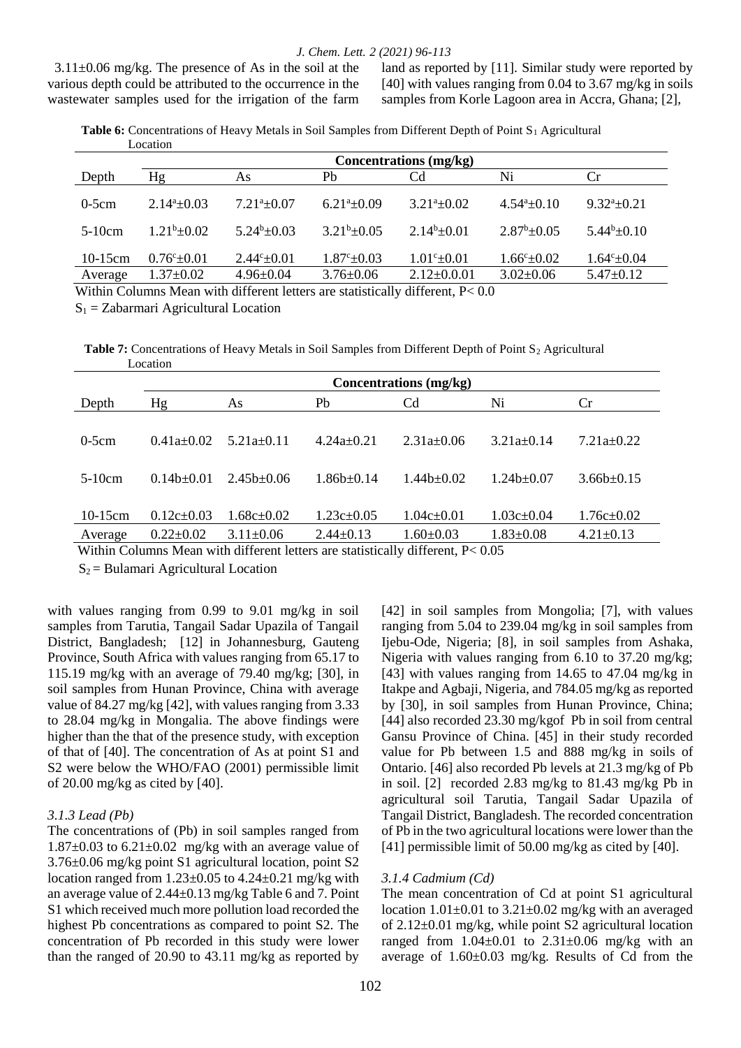3.11±0.06 mg/kg. The presence of As in the soil at the various depth could be attributed to the occurrence in the wastewater samples used for the irrigation of the farm land as reported by [11]. Similar study were reported by [40] with values ranging from 0.04 to 3.67 mg/kg in soils samples from Korle Lagoon area in Accra, Ghana; [2],

**Table 6:** Concentrations of Heavy Metals in Soil Samples from Different Depth of Point $S_1$ Agricultural Location

| | Concentrations (mg/kg) | | | | | |
|---|---|---|---|---|---|---|
| Depth | Hg | As | Pb | Cd | Ni | Cr |
| 0-5cm | $2.14^a$±0.03 | $7.21^a$±0.07 | $6.21^a$±0.09 | $3.21^a$±0.02 | $4.54^a$±0.10 | $9.32^a$±0.21 |
| 5-10cm | $1.21^b$±0.02 | $5.24^b$±0.03 | $3.21^b$±0.05 | $2.14^b$±0.01 | $2.87^b$±0.05 | $5.44^b$±0.10 |
| 10-15cm | $0.76^c$±0.01 | $2.44^c$±0.01 | $1.87^c$±0.03 | $1.01^c$±0.01 | $1.66^c$±0.02 | $1.64^c$±0.04 |
| Average | 1.37±0.02 | 4.96±0.04 | 3.76±0.06 | 2.12±0.0.01 | 3.02±0.06 | 5.47±0.12 |

Within Columns Mean with different letters are statistically different, P< 0.0

$S_1$ = Zabarmari Agricultural Location

**Table 7:** Concentrations of Heavy Metals in Soil Samples from Different Depth of Point $S_2$ Agricultural Location

| | Concentrations (mg/kg) | | | | | |
|---|---|---|---|---|---|---|
| Depth | Hg | As | Pb | Cd | Ni | Cr |
| 0-5cm | 0.41a±0.02 | 5.21a±0.11 | 4.24a±0.21 | 2.31a±0.06 | 3.21a±0.14 | 7.21a±0.22 |
| 5-10cm | 0.14b±0.01 | 2.45b±0.06 | 1.86b±0.14 | 1.44b±0.02 | 1.24b±0.07 | 3.66b±0.15 |
| 10-15cm | 0.12c±0.03 | 1.68c±0.02 | 1.23c±0.05 | 1.04c±0.01 | 1.03c±0.04 | 1.76c±0.02 |
| Average | 0.22±0.02 | 3.11±0.06 | 2.44±0.13 | 1.60±0.03 | 1.83±0.08 | 4.21±0.13 |

Within Columns Mean with different letters are statistically different, P< 0.05

$S_2$ = Bulamari Agricultural Location

with values ranging from 0.99 to 9.01 mg/kg in soil samples from Tarutia, Tangail Sadar Upazila of Tangail District, Bangladesh; [12] in Johannesburg, Gauteng Province, South Africa with values ranging from 65.17 to 115.19 mg/kg with an average of 79.40 mg/kg; [30], in soil samples from Hunan Province, China with average value of 84.27 mg/kg [42], with values ranging from 3.33 to 28.04 mg/kg in Mongalia. The above findings were higher than the that of the presence study, with exception of that of [40]. The concentration of As at point S1 and S2 were below the WHO/FAO (2001) permissible limit of 20.00 mg/kg as cited by [40].

### *3.1.3 Lead (Pb)*

The concentrations of (Pb) in soil samples ranged from 1.87±0.03 to 6.21±0.02 mg/kg with an average value of 3.76±0.06 mg/kg point S1 agricultural location, point S2 location ranged from 1.23±0.05 to 4.24±0.21 mg/kg with an average value of 2.44±0.13 mg/kg Table 6 and 7. Point S1 which received much more pollution load recorded the highest Pb concentrations as compared to point S2. The concentration of Pb recorded in this study were lower than the ranged of 20.90 to 43.11 mg/kg as reported by [42] in soil samples from Mongolia; [7], with values ranging from 5.04 to 239.04 mg/kg in soil samples from Ijebu-Ode, Nigeria; [8], in soil samples from Ashaka, Nigeria with values ranging from 6.10 to 37.20 mg/kg; [43] with values ranging from 14.65 to 47.04 mg/kg in Itakpe and Agbaji, Nigeria, and 784.05 mg/kg as reported by [30], in soil samples from Hunan Province, China; [44] also recorded 23.30 mg/kgof Pb in soil from central Gansu Province of China. [45] in their study recorded value for Pb between 1.5 and 888 mg/kg in soils of Ontario. [46] also recorded Pb levels at 21.3 mg/kg of Pb in soil. [2] recorded 2.83 mg/kg to 81.43 mg/kg Pb in agricultural soil Tarutia, Tangail Sadar Upazila of Tangail District, Bangladesh. The recorded concentration of Pb in the two agricultural locations were lower than the [41] permissible limit of 50.00 mg/kg as cited by [40].

### *3.1.4 Cadmium (Cd)*

The mean concentration of Cd at point S1 agricultural location 1.01±0.01 to 3.21±0.02 mg/kg with an averaged of 2.12±0.01 mg/kg, while point S2 agricultural location ranged from 1.04±0.01 to 2.31±0.06 mg/kg with an average of 1.60±0.03 mg/kg. Results of Cd from the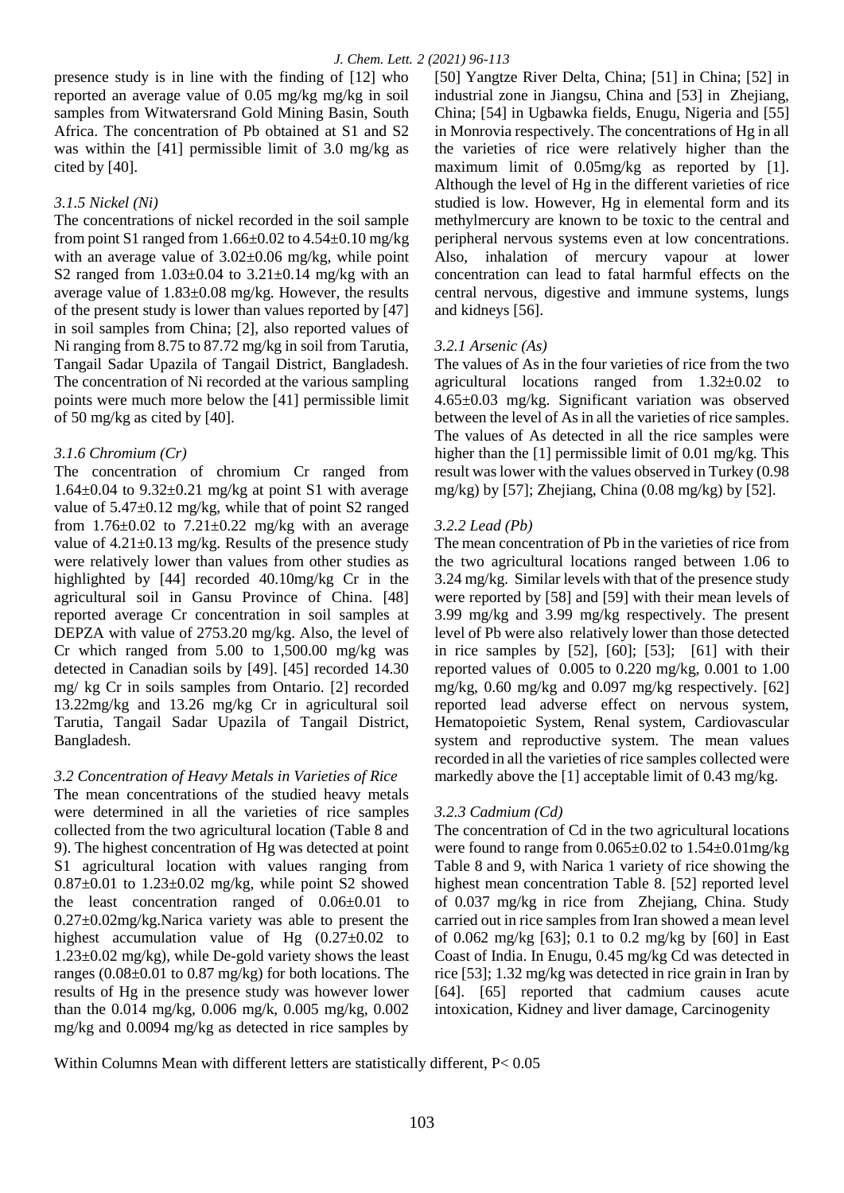presence study is in line with the finding of [12] who reported an average value of 0.05 mg/kg mg/kg in soil samples from Witwatersrand Gold Mining Basin, South Africa. The concentration of Pb obtained at S1 and S2 was within the [41] permissible limit of 3.0 mg/kg as cited by [40].

### *3.1.5 Nickel (Ni)*

The concentrations of nickel recorded in the soil sample from point S1 ranged from 1.66±0.02 to 4.54±0.10 mg/kg with an average value of 3.02±0.06 mg/kg, while point S2 ranged from 1.03±0.04 to 3.21±0.14 mg/kg with an average value of 1.83±0.08 mg/kg. However, the results of the present study is lower than values reported by [47] in soil samples from China; [2], also reported values of Ni ranging from 8.75 to 87.72 mg/kg in soil from Tarutia, Tangail Sadar Upazila of Tangail District, Bangladesh. The concentration of Ni recorded at the various sampling points were much more below the [41] permissible limit of 50 mg/kg as cited by [40].

### *3.1.6 Chromium (Cr)*

The concentration of chromium Cr ranged from 1.64±0.04 to 9.32±0.21 mg/kg at point S1 with average value of 5.47±0.12 mg/kg, while that of point S2 ranged from 1.76±0.02 to 7.21±0.22 mg/kg with an average value of 4.21±0.13 mg/kg. Results of the presence study were relatively lower than values from other studies as highlighted by [44] recorded 40.10mg/kg Cr in the agricultural soil in Gansu Province of China. [48] reported average Cr concentration in soil samples at DEPZA with value of 2753.20 mg/kg. Also, the level of Cr which ranged from 5.00 to 1,500.00 mg/kg was detected in Canadian soils by [49]. [45] recorded 14.30 mg/ kg Cr in soils samples from Ontario. [2] recorded 13.22mg/kg and 13.26 mg/kg Cr in agricultural soil Tarutia, Tangail Sadar Upazila of Tangail District, Bangladesh.

### *3.2 Concentration of Heavy Metals in Varieties of Rice*

The mean concentrations of the studied heavy metals were determined in all the varieties of rice samples collected from the two agricultural location (Table 8 and 9). The highest concentration of Hg was detected at point S1 agricultural location with values ranging from 0.87±0.01 to 1.23±0.02 mg/kg, while point S2 showed the least concentration ranged of 0.06±0.01 to 0.27±0.02mg/kg.Narica variety was able to present the highest accumulation value of Hg (0.27±0.02 to 1.23±0.02 mg/kg), while De-gold variety shows the least ranges (0.08±0.01 to 0.87 mg/kg) for both locations. The results of Hg in the presence study was however lower than the 0.014 mg/kg, 0.006 mg/k, 0.005 mg/kg, 0.002 mg/kg and 0.0094 mg/kg as detected in rice samples by [50] Yangtze River Delta, China; [51] in China; [52] in industrial zone in Jiangsu, China and [53] in Zhejiang, China; [54] in Ugbawka fields, Enugu, Nigeria and [55] in Monrovia respectively. The concentrations of Hg in all the varieties of rice were relatively higher than the maximum limit of 0.05mg/kg as reported by [1]. Although the level of Hg in the different varieties of rice studied is low. However, Hg in elemental form and its methylmercury are known to be toxic to the central and peripheral nervous systems even at low concentrations. Also, inhalation of mercury vapour at lower concentration can lead to fatal harmful effects on the central nervous, digestive and immune systems, lungs and kidneys [56].

### *3.2.1 Arsenic (As)*

The values of As in the four varieties of rice from the two agricultural locations ranged from 1.32±0.02 to 4.65±0.03 mg/kg. Significant variation was observed between the level of As in all the varieties of rice samples. The values of As detected in all the rice samples were higher than the [1] permissible limit of 0.01 mg/kg. This result was lower with the values observed in Turkey (0.98 mg/kg) by [57]; Zhejiang, China (0.08 mg/kg) by [52].

### *3.2.2 Lead (Pb)*

The mean concentration of Pb in the varieties of rice from the two agricultural locations ranged between 1.06 to 3.24 mg/kg. Similar levels with that of the presence study were reported by [58] and [59] with their mean levels of 3.99 mg/kg and 3.99 mg/kg respectively. The present level of Pb were also relatively lower than those detected in rice samples by [52], [60]; [53]; [61] with their reported values of 0.005 to 0.220 mg/kg, 0.001 to 1.00 mg/kg, 0.60 mg/kg and 0.097 mg/kg respectively. [62] reported lead adverse effect on nervous system, Hematopoietic System, Renal system, Cardiovascular system and reproductive system. The mean values recorded in all the varieties of rice samples collected were markedly above the [1] acceptable limit of 0.43 mg/kg.

### *3.2.3 Cadmium (Cd)*

The concentration of Cd in the two agricultural locations were found to range from 0.065±0.02 to 1.54±0.01mg/kg Table 8 and 9, with Narica 1 variety of rice showing the highest mean concentration Table 8. [52] reported level of 0.037 mg/kg in rice from Zhejiang, China. Study carried out in rice samples from Iran showed a mean level of 0.062 mg/kg [63]; 0.1 to 0.2 mg/kg by [60] in East Coast of India. In Enugu, 0.45 mg/kg Cd was detected in rice [53]; 1.32 mg/kg was detected in rice grain in Iran by [64]. [65] reported that cadmium causes acute intoxication, Kidney and liver damage, Carcinogenity

Within Columns Mean with different letters are statistically different, $P< 0.05$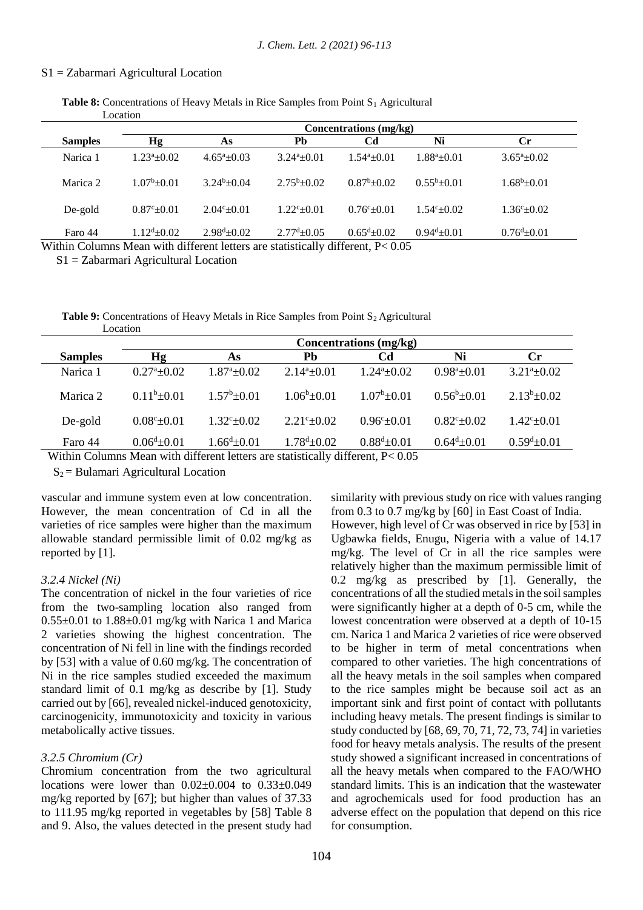S1 = Zabarmari Agricultural Location

**Table 8:** Concentrations of Heavy Metals in Rice Samples from Point $S_1$ Agricultural Location

| | Concentrations (mg/kg) | | | | | |
|---|---|---|---|---|---|---|
| **Samples** | **Hg** | **As** | **Pb** | **Cd** | **Ni** | **Cr** |
| Narica 1 | $1.23^a±0.02$ | $4.65^a±0.03$ | $3.24^a±0.01$ | $1.54^a±0.01$ | $1.88^a±0.01$ | $3.65^a±0.02$ |
| Marica 2 | $1.07^b±0.01$ | $3.24^b±0.04$ | $2.75^b±0.02$ | $0.87^b±0.02$ | $0.55^b±0.01$ | $1.68^b±0.01$ |
| De-gold | $0.87^c±0.01$ | $2.04^c±0.01$ | $1.22^c±0.01$ | $0.76^c±0.01$ | $1.54^c±0.02$ | $1.36^c±0.02$ |
| Faro 44 | $1.12^d±0.02$ | $2.98^d±0.02$ | $2.77^d±0.05$ | $0.65^d±0.02$ | $0.94^d±0.01$ | $0.76^d±0.01$ |

Within Columns Mean with different letters are statistically different, $P< 0.05$

S1 = Zabarmari Agricultural Location

**Table 9:** Concentrations of Heavy Metals in Rice Samples from Point $S_2$ Agricultural Location

| | Concentrations (mg/kg) | | | | | |
|---|---|---|---|---|---|---|
| **Samples** | **Hg** | **As** | **Pb** | **Cd** | **Ni** | **Cr** |
| Narica 1 | $0.27^a±0.02$ | $1.87^a±0.02$ | $2.14^a±0.01$ | $1.24^a±0.02$ | $0.98^a±0.01$ | $3.21^a±0.02$ |
| Marica 2 | $0.11^b±0.01$ | $1.57^b±0.01$ | $1.06^b±0.01$ | $1.07^b±0.01$ | $0.56^b±0.01$ | $2.13^b±0.02$ |
| De-gold | $0.08^c±0.01$ | $1.32^c±0.02$ | $2.21^c±0.02$ | $0.96^c±0.01$ | $0.82^c±0.02$ | $1.42^c±0.01$ |
| Faro 44 | $0.06^d±0.01$ | $1.66^d±0.01$ | $1.78^d±0.02$ | $0.88^d±0.01$ | $0.64^d±0.01$ | $0.59^d±0.01$ |

Within Columns Mean with different letters are statistically different, $P< 0.05$

$S_2$ = Bulamari Agricultural Location

vascular and immune system even at low concentration. However, the mean concentration of Cd in all the varieties of rice samples were higher than the maximum allowable standard permissible limit of 0.02 mg/kg as reported by [1].

#### *3.2.4 Nickel (Ni)*

The concentration of nickel in the four varieties of rice from the two-sampling location also ranged from 0.55±0.01 to 1.88±0.01 mg/kg with Narica 1 and Marica 2 varieties showing the highest concentration. The concentration of Ni fell in line with the findings recorded by [53] with a value of 0.60 mg/kg. The concentration of Ni in the rice samples studied exceeded the maximum standard limit of 0.1 mg/kg as describe by [1]. Study carried out by [66], revealed nickel-induced genotoxicity, carcinogenicity, immunotoxicity and toxicity in various metabolically active tissues.

#### *3.2.5 Chromium (Cr)*

Chromium concentration from the two agricultural locations were lower than 0.02±0.004 to 0.33±0.049 mg/kg reported by [67]; but higher than values of 37.33 to 111.95 mg/kg reported in vegetables by [58] Table 8 and 9. Also, the values detected in the present study had similarity with previous study on rice with values ranging from 0.3 to 0.7 mg/kg by [60] in East Coast of India. However, high level of Cr was observed in rice by [53] in Ugbawka fields, Enugu, Nigeria with a value of 14.17 mg/kg. The level of Cr in all the rice samples were relatively higher than the maximum permissible limit of 0.2 mg/kg as prescribed by [1]. Generally, the concentrations of all the studied metals in the soil samples were significantly higher at a depth of 0-5 cm, while the lowest concentration were observed at a depth of 10-15 cm. Narica 1 and Marica 2 varieties of rice were observed to be higher in term of metal concentrations when compared to other varieties. The high concentrations of all the heavy metals in the soil samples when compared to the rice samples might be because soil act as an important sink and first point of contact with pollutants including heavy metals. The present findings is similar to study conducted by [68, 69, 70, 71, 72, 73, 74] in varieties food for heavy metals analysis. The results of the present study showed a significant increased in concentrations of all the heavy metals when compared to the FAO/WHO standard limits. This is an indication that the wastewater and agrochemicals used for food production has an adverse effect on the population that depend on this rice for consumption.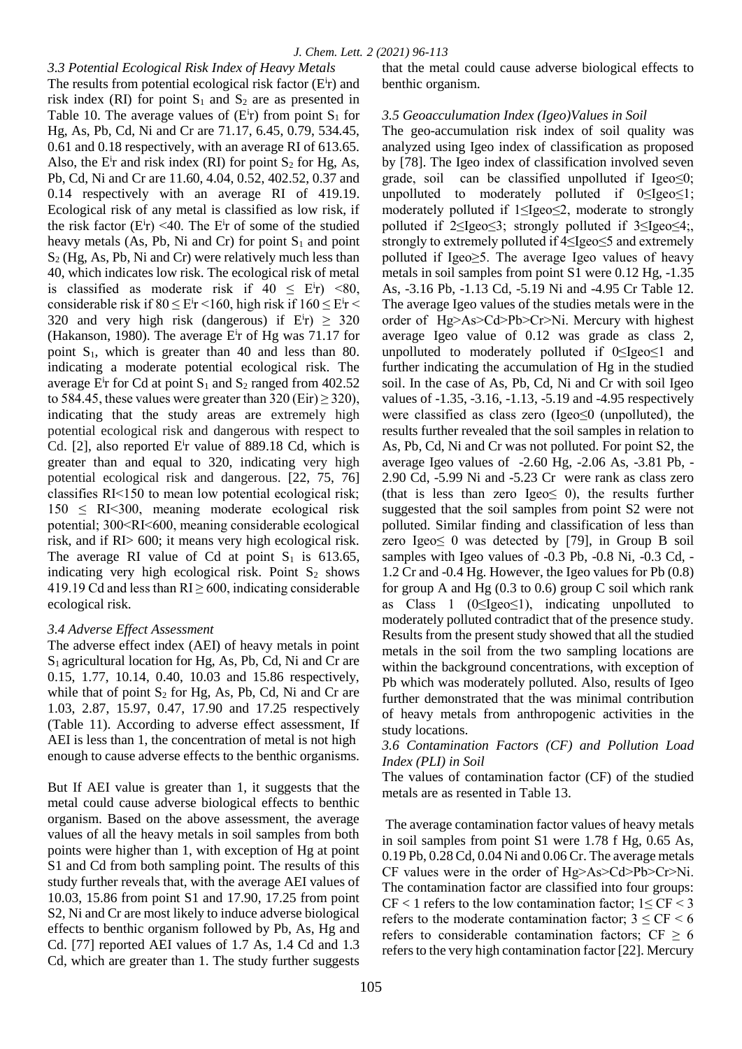### 3.3 Potential Ecological Risk Index of Heavy Metals

The results from potential ecological risk factor ($E^i r$) and risk index (RI) for point $S_1$ and $S_2$ are as presented in Table 10. The average values of ($E^i r$) from point $S_1$ for Hg, As, Pb, Cd, Ni and Cr are 71.17, 6.45, 0.79, 534.45, 0.61 and 0.18 respectively, with an average RI of 613.65. Also, the $E^i r$ and risk index (RI) for point $S_2$ for Hg, As, Pb, Cd, Ni and Cr are 11.60, 4.04, 0.52, 402.52, 0.37 and 0.14 respectively with an average RI of 419.19. Ecological risk of any metal is classified as low risk, if the risk factor ($E^i r$) <40. The $E^i r$ of some of the studied heavy metals (As, Pb, Ni and Cr) for point $S_1$ and point $S_2$ (Hg, As, Pb, Ni and Cr) were relatively much less than 40, which indicates low risk. The ecological risk of metal is classified as moderate risk if $40 \leq E^i r) <80$, considerable risk if $80 \leq E^i r <160$, high risk if $160 \leq E^i r < 320$ and very high risk (dangerous) if $E^i r) \geq 320$ (Hakanson, 1980). The average $E^i r$ of Hg was 71.17 for point $S_1$, which is greater than 40 and less than 80. indicating a moderate potential ecological risk. The average $E^i r$ for Cd at point $S_1$ and $S_2$ ranged from 402.52 to 584.45, these values were greater than 320 (Eir) $\geq$ 320), indicating that the study areas are extremely high potential ecological risk and dangerous with respect to Cd. [2], also reported $E^i r$ value of 889.18 Cd, which is greater than and equal to 320, indicating very high potential ecological risk and dangerous. [22, 75, 76] classifies RI<150 to mean low potential ecological risk; $150 \leq$ RI<300, meaning moderate ecological risk potential; 300<RI<600, meaning considerable ecological risk, and if RI> 600; it means very high ecological risk. The average RI value of Cd at point $S_1$ is 613.65, indicating very high ecological risk. Point $S_2$ shows 419.19 Cd and less than RI $\geq$ 600, indicating considerable ecological risk.

### 3.4 Adverse Effect Assessment

The adverse effect index (AEI) of heavy metals in point $S_1$ agricultural location for Hg, As, Pb, Cd, Ni and Cr are 0.15, 1.77, 10.14, 0.40, 10.03 and 15.86 respectively, while that of point $S_2$ for Hg, As, Pb, Cd, Ni and Cr are 1.03, 2.87, 15.97, 0.47, 17.90 and 17.25 respectively (Table 11). According to adverse effect assessment, If AEI is less than 1, the concentration of metal is not high enough to cause adverse effects to the benthic organisms.

But If AEI value is greater than 1, it suggests that the metal could cause adverse biological effects to benthic organism. Based on the above assessment, the average values of all the heavy metals in soil samples from both points were higher than 1, with exception of Hg at point S1 and Cd from both sampling point. The results of this study further reveals that, with the average AEI values of 10.03, 15.86 from point S1 and 17.90, 17.25 from point S2, Ni and Cr are most likely to induce adverse biological effects to benthic organism followed by Pb, As, Hg and Cd. [77] reported AEI values of 1.7 As, 1.4 Cd and 1.3 Cd, which are greater than 1. The study further suggests that the metal could cause adverse biological effects to benthic organism.

### 3.5 Geoacculumation Index (Igeo)Values in Soil

The geo-accumulation risk index of soil quality was analyzed using Igeo index of classification as proposed by [78]. The Igeo index of classification involved seven grade, soil can be classified unpolluted if Igeo≤0; unpolluted to moderately polluted if 0≤Igeo≤1; moderately polluted if 1≤Igeo≤2, moderate to strongly polluted if 2≤Igeo≤3; strongly polluted if 3≤Igeo≤4;, strongly to extremely polluted if 4≤Igeo≤5 and extremely polluted if Igeo≥5. The average Igeo values of heavy metals in soil samples from point S1 were 0.12 Hg, -1.35 As, -3.16 Pb, -1.13 Cd, -5.19 Ni and -4.95 Cr Table 12. The average Igeo values of the studies metals were in the order of Hg>As>Cd>Pb>Cr>Ni. Mercury with highest average Igeo value of 0.12 was grade as class 2, unpolluted to moderately polluted if 0≤Igeo≤1 and further indicating the accumulation of Hg in the studied soil. In the case of As, Pb, Cd, Ni and Cr with soil Igeo values of -1.35, -3.16, -1.13, -5.19 and -4.95 respectively were classified as class zero (Igeo≤0 (unpolluted), the results further revealed that the soil samples in relation to As, Pb, Cd, Ni and Cr was not polluted. For point S2, the average Igeo values of -2.60 Hg, -2.06 As, -3.81 Pb, -2.90 Cd, -5.99 Ni and -5.23 Cr were rank as class zero (that is less than zero Igeo≤ 0), the results further suggested that the soil samples from point S2 were not polluted. Similar finding and classification of less than zero Igeo≤ 0 was detected by [79], in Group B soil samples with Igeo values of -0.3 Pb, -0.8 Ni, -0.3 Cd, -1.2 Cr and -0.4 Hg. However, the Igeo values for Pb (0.8) for group A and Hg (0.3 to 0.6) group C soil which rank as Class 1 (0≤Igeo≤1), indicating unpolluted to moderately polluted contradict that of the presence study. Results from the present study showed that all the studied metals in the soil from the two sampling locations are within the background concentrations, with exception of Pb which was moderately polluted. Also, results of Igeo further demonstrated that the was minimal contribution of heavy metals from anthropogenic activities in the study locations.

### 3.6 Contamination Factors (CF) and Pollution Load Index (PLI) in Soil

The values of contamination factor (CF) of the studied metals are as resented in Table 13.

The average contamination factor values of heavy metals in soil samples from point S1 were 1.78 f Hg, 0.65 As, 0.19 Pb, 0.28 Cd, 0.04 Ni and 0.06 Cr. The average metals CF values were in the order of Hg>As>Cd>Pb>Cr>Ni. The contamination factor are classified into four groups: CF < 1 refers to the low contamination factor; 1≤ CF < 3 refers to the moderate contamination factor; 3 ≤ CF < 6 refers to considerable contamination factors; CF ≥ 6 refers to the very high contamination factor [22]. Mercury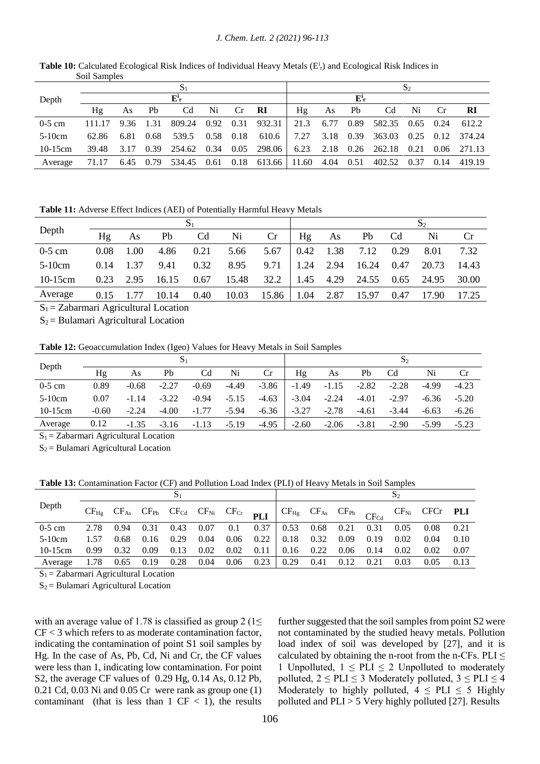**Table 10:** Calculated Ecological Risk Indices of Individual Heavy Metals ($E^i_r$) and Ecological Risk Indices in Soil Samples

| Depth | $S_1$ | | | | | | | $S_2$ | | | | | | |
|---|---|---|---|---|---|---|---|---|---|---|---|---|---|---|
| | $E^i_r$ | | | | | | | $E^i_r$ | | | | | | |
| | Hg | As | Pb | Cd | Ni | Cr | **RI** | Hg | As | Pb | Cd | Ni | Cr | **RI** |
| 0-5 cm | 111.17 | 9.36 | 1.31 | 809.24 | 0.92 | 0.31 | 932.31 | 21.3 | 6.77 | 0.89 | 582.35 | 0.65 | 0.24 | 612.2 |
| 5-10cm | 62.86 | 6.81 | 0.68 | 539.5 | 0.58 | 0.18 | 610.6 | 7.27 | 3.18 | 0.39 | 363.03 | 0.25 | 0.12 | 374.24 |
| 10-15cm | 39.48 | 3.17 | 0.39 | 254.62 | 0.34 | 0.05 | 298.06 | 6.23 | 2.18 | 0.26 | 262.18 | 0.21 | 0.06 | 271.13 |
| Average | 71.17 | 6.45 | 0.79 | 534.45 | 0.61 | 0.18 | 613.66 | 11.60 | 4.04 | 0.51 | 402.52 | 0.37 | 0.14 | 419.19 |

**Table 11:** Adverse Effect Indices (AEI) of Potentially Harmful Heavy Metals

| Depth | $S_1$ | | | | | | $S_2$ | | | | | |
|---|---|---|---|---|---|---|---|---|---|---|---|---|
| | Hg | As | Pb | Cd | Ni | Cr | Hg | As | Pb | Cd | Ni | Cr |
| 0-5 cm | 0.08 | 1.00 | 4.86 | 0.21 | 5.66 | 5.67 | 0.42 | 1.38 | 7.12 | 0.29 | 8.01 | 7.32 |
| 5-10cm | 0.14 | 1.37 | 9.41 | 0.32 | 8.95 | 9.71 | 1.24 | 2.94 | 16.24 | 0.47 | 20.73 | 14.43 |
| 10-15cm | 0.23 | 2.95 | 16.15 | 0.67 | 15.48 | 32.2 | 1.45 | 4.29 | 24.55 | 0.65 | 24.95 | 30.00 |
| Average | 0.15 | 1.77 | 10.14 | 0.40 | 10.03 | 15.86 | 1.04 | 2.87 | 15.97 | 0.47 | 17.90 | 17.25 |

$S_1$ = Zabarmari Agricultural Location

$S_2$ = Bulamari Agricultural Location

**Table 12:** Geoaccumulation Index (Igeo) Values for Heavy Metals in Soil Samples

| Depth | $S_1$ | | | | | | $S_2$ | | | | | |
|---|---|---|---|---|---|---|---|---|---|---|---|---|
| | Hg | As | Pb | Cd | Ni | Cr | Hg | As | Pb | Cd | Ni | Cr |
| 0-5 cm | 0.89 | -0.68 | -2.27 | -0.69 | -4.49 | -3.86 | -1.49 | -1.15 | -2.82 | -2.28 | -4.99 | -4.23 |
| 5-10cm | 0.07 | -1.14 | -3.22 | -0.94 | -5.15 | -4.63 | -3.04 | -2.24 | -4.01 | -2.97 | -6.36 | -5.20 |
| 10-15cm | -0.60 | -2.24 | -4.00 | -1.77 | -5.94 | -6.36 | -3.27 | -2.78 | -4.61 | -3.44 | -6.63 | -6.26 |
| Average | 0.12 | -1.35 | -3.16 | -1.13 | -5.19 | -4.95 | -2.60 | -2.06 | -3.81 | -2.90 | -5.99 | -5.23 |

$S_1$ = Zabarmari Agricultural Location

$S_2$ = Bulamari Agricultural Location

**Table 13:** Contamination Factor (CF) and Pollution Load Index (PLI) of Heavy Metals in Soil Samples

| Depth | $S_1$ | | | | | | | $S_2$ | | | | | | |
|---|---|---|---|---|---|---|---|---|---|---|---|---|---|---|
| | $CF_{Hg}$ | $CF_{As}$ | $CF_{Pb}$ | $CF_{Cd}$ | $CF_{Ni}$ | $CF_{Cr}$ | **PLI** | $CF_{Hg}$ | $CF_{As}$ | $CF_{Pb}$ | $CF_{Cd}$ | $CF_{Ni}$ | CFCr | **PLI** |
| 0-5 cm | 2.78 | 0.94 | 0.31 | 0.43 | 0.07 | 0.1 | 0.37 | 0.53 | 0.68 | 0.21 | 0.31 | 0.05 | 0.08 | 0.21 |
| 5-10cm | 1.57 | 0.68 | 0.16 | 0.29 | 0.04 | 0.06 | 0.22 | 0.18 | 0.32 | 0.09 | 0.19 | 0.02 | 0.04 | 0.10 |
| 10-15cm | 0.99 | 0.32 | 0.09 | 0.13 | 0.02 | 0.02 | 0.11 | 0.16 | 0.22 | 0.06 | 0.14 | 0.02 | 0.02 | 0.07 |
| Average | 1.78 | 0.65 | 0.19 | 0.28 | 0.04 | 0.06 | 0.23 | 0.29 | 0.41 | 0.12 | 0.21 | 0.03 | 0.05 | 0.13 |

$S_1$ = Zabarmari Agricultural Location

$S_2$ = Bulamari Agricultural Location

with an average value of 1.78 is classified as group 2 ($1 \leq CF < 3$ which refers to as moderate contamination factor, indicating the contamination of point S1 soil samples by Hg. In the case of As, Pb, Cd, Ni and Cr, the CF values were less than 1, indicating low contamination. For point S2, the average CF values of 0.29 Hg, 0.14 As, 0.12 Pb, 0.21 Cd, 0.03 Ni and 0.05 Cr were rank as group one (1) contaminant (that is less than 1 $CF < 1$), the results further suggested that the soil samples from point S2 were not contaminated by the studied heavy metals. Pollution load index of soil was developed by [27], and it is calculated by obtaining the n-root from the n-CFs. $PLI \leq 1$ Unpolluted, $1 \leq PLI \leq 2$ Unpolluted to moderately polluted, $2 \leq PLI \leq 3$ Moderately polluted, $3 \leq PLI \leq 4$ Moderately to highly polluted, $4 \leq PLI \leq 5$ Highly polluted and $PLI > 5$ Very highly polluted [27]. Results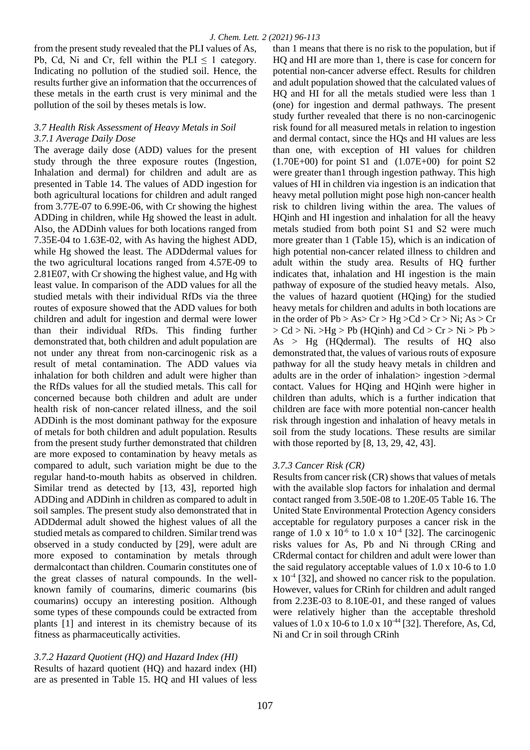from the present study revealed that the PLI values of As, Pb, Cd, Ni and Cr, fell within the PLI ≤ 1 category. Indicating no pollution of the studied soil. Hence, the results further give an information that the occurrences of these metals in the earth crust is very minimal and the pollution of the soil by theses metals is low.

### 3.7 Health Risk Assessment of Heavy Metals in Soil

#### 3.7.1 Average Daily Dose

The average daily dose (ADD) values for the present study through the three exposure routes (Ingestion, Inhalation and dermal) for children and adult are as presented in Table 14. The values of ADD ingestion for both agricultural locations for children and adult ranged from 3.77E-07 to 6.99E-06, with Cr showing the highest ADDing in children, while Hg showed the least in adult. Also, the ADDinh values for both locations ranged from 7.35E-04 to 1.63E-02, with As having the highest ADD, while Hg showed the least. The ADDdermal values for the two agricultural locations ranged from 4.57E-09 to 2.81E07, with Cr showing the highest value, and Hg with least value. In comparison of the ADD values for all the studied metals with their individual RfDs via the three routes of exposure showed that the ADD values for both children and adult for ingestion and dermal were lower than their individual RfDs. This finding further demonstrated that, both children and adult population are not under any threat from non-carcinogenic risk as a result of metal contamination. The ADD values via inhalation for both children and adult were higher than the RfDs values for all the studied metals. This call for concerned because both children and adult are under health risk of non-cancer related illness, and the soil ADDinh is the most dominant pathway for the exposure of metals for both children and adult population. Results from the present study further demonstrated that children are more exposed to contamination by heavy metals as compared to adult, such variation might be due to the regular hand-to-mouth habits as observed in children. Similar trend as detected by [13, 43], reported high ADDing and ADDinh in children as compared to adult in soil samples. The present study also demonstrated that in ADDdermal adult showed the highest values of all the studied metals as compared to children. Similar trend was observed in a study conducted by [29], were adult are more exposed to contamination by metals through dermalcontact than children. Coumarin constitutes one of the great classes of natural compounds. In the well-known family of coumarins, dimeric coumarins (bis coumarins) occupy an interesting position. Although some types of these compounds could be extracted from plants [1] and interest in its chemistry because of its fitness as pharmaceutically activities.

#### 3.7.2 Hazard Quotient (HQ) and Hazard Index (HI)

Results of hazard quotient (HQ) and hazard index (HI) are as presented in Table 15. HQ and HI values of less than 1 means that there is no risk to the population, but if HQ and HI are more than 1, there is case for concern for potential non-cancer adverse effect. Results for children and adult population showed that the calculated values of HQ and HI for all the metals studied were less than 1 (one) for ingestion and dermal pathways. The present study further revealed that there is no non-carcinogenic risk found for all measured metals in relation to ingestion and dermal contact, since the HQs and HI values are less than one, with exception of HI values for children (1.70E+00) for point S1 and (1.07E+00) for point S2 were greater than1 through ingestion pathway. This high values of HI in children via ingestion is an indication that heavy metal pollution might pose high non-cancer health risk to children living within the area. The values of HQinh and HI ingestion and inhalation for all the heavy metals studied from both point S1 and S2 were much more greater than 1 (Table 15), which is an indication of high potential non-cancer related illness to children and adult within the study area. Results of HQ further indicates that, inhalation and HI ingestion is the main pathway of exposure of the studied heavy metals. Also, the values of hazard quotient (HQing) for the studied heavy metals for children and adults in both locations are in the order of Pb > As> Cr > Hg >Cd > Cr > Ni; As > Cr > Cd > Ni. >Hg > Pb (HQinh) and Cd > Cr > Ni > Pb > As > Hg (HQdermal). The results of HQ also demonstrated that, the values of various routs of exposure pathway for all the study heavy metals in children and adults are in the order of inhalation> ingestion >dermal contact. Values for HQing and HQinh were higher in children than adults, which is a further indication that children are face with more potential non-cancer health risk through ingestion and inhalation of heavy metals in soil from the study locations. These results are similar with those reported by [8, 13, 29, 42, 43].

#### 3.7.3 Cancer Risk (CR)

Results from cancer risk (CR) shows that values of metals with the available slop factors for inhalation and dermal contact ranged from 3.50E-08 to 1.20E-05 Table 16. The United State Environmental Protection Agency considers acceptable for regulatory purposes a cancer risk in the range of $1.0 \times 10^{-6}$ to $1.0 \times 10^{-4}$ [32]. The carcinogenic risks values for As, Pb and Ni through CRing and CRdermal contact for children and adult were lower than the said regulatory acceptable values of 1.0 x 10-6 to $1.0 \times 10^{-4}$ [32], and showed no cancer risk to the population. However, values for CRinh for children and adult ranged from 2.23E-03 to 8.10E-01, and these ranged of values were relatively higher than the acceptable threshold values of 1.0 x 10-6 to $1.0 \times 10^{-44}$ [32]. Therefore, As, Cd, Ni and Cr in soil through CRinh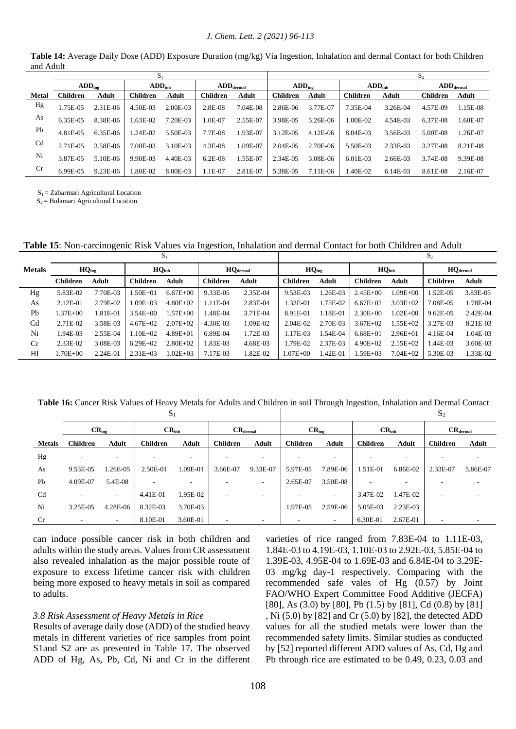**Table 14:** Average Daily Dose (ADD) Exposure Duration (mg/kg) Via Ingestion, Inhalation and dermal Contact for both Children and Adult

| | $S_1$ | | | | | | $S_2$ | | | | | |
|---|---|---|---|---|---|---|---|---|---|---|---|---|
| | $ADD_{ing}$ | | $ADD_{inh}$ | | $ADD_{dermal}$ | | $ADD_{ing}$ | | $ADD_{inh}$ | | $ADD_{dermal}$ | |
| **Metal** | **Children** | **Adult** | **Children** | **Adult** | **Children** | **Adult** | **Children** | **Adult** | **Children** | **Adult** | **Children** | **Adult** |
| Hg | 1.75E-05 | 2.31E-06 | 4.50E-03 | 2.00E-03 | 2.8E-08 | 7.04E-08 | 2.86E-06 | 3.77E-07 | 7.35E-04 | 3.26E-04 | 4.57E-09 | 1.15E-08 |
| As | 6.35E-05 | 8.38E-06 | 1.63E-02 | 7.20E-03 | 1.0E-07 | 2.55E-07 | 3.98E-05 | 5.26E-06 | 1.00E-02 | 4.54E-03 | 6.37E-08 | 1.60E-07 |
| Pb | 4.81E-05 | 6.35E-06 | 1.24E-02 | 5.50E-03 | 7.7E-08 | 1.93E-07 | 3.12E-05 | 4.12E-06 | 8.04E-03 | 3.56E-03 | 5.00E-08 | 1.26E-07 |
| Cd | 2.71E-05 | 3.58E-06 | 7.00E-03 | 3.10E-03 | 4.3E-08 | 1.09E-07 | 2.04E-05 | 2.70E-06 | 5.50E-03 | 2.33E-03 | 3.27E-08 | 8.21E-08 |
| Ni | 3.87E-05 | 5.10E-06 | 9.90E-03 | 4.40E-03 | 6.2E-08 | 1.55E-07 | 2.34E-05 | 3.08E-06 | 6.01E-03 | 2.66E-03 | 3.74E-08 | 9.39E-08 |
| Cr | 6.99E-05 | 9.23E-06 | 1.80E-02 | 8.00E-03 | 1.1E-07 | 2.81E-07 | 5.38E-05 | 7.11E-06 | 1.40E-02 | 6.14E-03 | 8.61E-08 | 2.16E-07 |

$S_1$ = Zabarmari Agricultural Location
$S_2$ = Bulamari Agricultural Location

**Table 15**: Non-carcinogenic Risk Values via Ingestion, Inhalation and dermal Contact for both Children and Adult

| | $S_1$ | | | | | | $S_2$ | | | | | |
|---|---|---|---|---|---|---|---|---|---|---|---|---|
| **Metals** | $HQ_{ing}$ | | $HQ_{inh}$ | | $HQ_{dermal}$ | | $HQ_{ing}$ | | $HQ_{inh}$ | | $HQ_{dermal}$ | |
| | **Children** | **Adult** | **Children** | **Adult** | **Children** | **Adult** | **Children** | **Adult** | **Children** | **Adult** | **Children** | **Adult** |
| Hg | 5.83E-02 | 7.70E-03 | 1.50E+01 | 6.67E+00 | 9.33E-05 | 2.35E-04 | 9.53E-03 | 1.26E-03 | 2.45E+00 | 1.09E+00 | 1.52E-05 | 3.83E-05 |
| As | 2.12E-01 | 2.79E-02 | 1.09E+03 | 4.80E+02 | 1.11E-04 | 2.83E-04 | 1.33E-01 | 1.75E-02 | 6.67E+02 | 3.03E+02 | 7.08E-05 | 1.78E-04 |
| Pb | 1.37E+00 | 1.81E-01 | 3.54E+00 | 1.57E+00 | 1.48E-04 | 3.71E-04 | 8.91E-01 | 1.18E-01 | 2.30E+00 | 1.02E+00 | 9.62E-05 | 2.42E-04 |
| Cd | 2.71E-02 | 3.58E-03 | 4.67E+02 | 2.07E+02 | 4.30E-03 | 1.09E-02 | 2.04E-02 | 2.70E-03 | 3.67E+02 | 1.55E+02 | 3.27E-03 | 8.21E-03 |
| Ni | 1.94E-03 | 2.55E-04 | 1.10E+02 | 4.89E+01 | 6.89E-04 | 1.72E-03 | 1.17E-03 | 1.54E-04 | 6.68E+01 | 2.96E+01 | 4.16E-04 | 1.04E-03 |
| Cr | 2.33E-02 | 3.08E-03 | 6.29E+02 | 2.80E+02 | 1.83E-03 | 4.68E-03 | 1.79E-02 | 2.37E-03 | 4.90E+02 | 2.15E+02 | 1.44E-03 | 3.60E-03 |
| HI | 1.70E+00 | 2.24E-01 | 2.31E+03 | 1.02E+03 | 7.17E-03 | 1.82E-02 | 1.07E+00 | 1.42E-01 | 1.59E+03 | 7.04E+02 | 5.30E-03 | 1.33E-02 |

**Table 16:** Cancer Risk Values of Heavy Metals for Adults and Children in soil Through Ingestion, Inhalation and Dermal Contact

| | $S_1$ | | | | | | $S_2$ | | | | | |
|---|---|---|---|---|---|---|---|---|---|---|---|---|
| | $CR_{ing}$ | | $CR_{inh}$ | | $CR_{dermal}$ | | $CR_{ing}$ | | $CR_{inh}$ | | $CR_{dermal}$ | |
| **Metals** | **Children** | **Adult** | **Children** | **Adult** | **Children** | **Adult** | **Children** | **Adult** | **Children** | **Adult** | **Children** | **Adult** |
| Hg | - | - | - | - | - | - | - | - | - | - | - | - |
| As | 9.53E-05 | 1.26E-05 | 2.50E-01 | 1.09E-01 | 3.66E-07 | 9.33E-07 | 5.97E-05 | 7.89E-06 | 1.51E-01 | 6.86E-02 | 2.33E-07 | 5.86E-07 |
| Pb | 4.09E-07 | 5.4E-08 | - | - | - | - | 2.65E-07 | 3.50E-08 | - | - | - | - |
| Cd | - | - | 4.41E-01 | 1.95E-02 | - | - | - | - | 3.47E-02 | 1.47E-02 | - | - |
| Ni | 3.25E-05 | 4.28E-06 | 8.32E-03 | 3.70E-03 | | | 1.97E-05 | 2.59E-06 | 5.05E-03 | 2.23E-03 | | |
| Cr | - | - | 8.10E-01 | 3.60E-01 | - | - | - | - | 6.30E-01 | 2.67E-01 | - | - |

can induce possible cancer risk in both children and adults within the study areas. Values from CR assessment also revealed inhalation as the major possible route of exposure to excess lifetime cancer risk with children being more exposed to heavy metals in soil as compared to adults.

### *3.8 Risk Assessment of Heavy Metals in Rice*

Results of average daily dose (ADD) of the studied heavy metals in different varieties of rice samples from point S1and S2 are as presented in Table 17. The observed ADD of Hg, As, Pb, Cd, Ni and Cr in the different varieties of rice ranged from 7.83E-04 to 1.11E-03, 1.84E-03 to 4.19E-03, 1.10E-03 to 2.92E-03, 5.85E-04 to 1.39E-03, 4.95E-04 to 1.69E-03 and 6.84E-04 to 3.29E-03 mg/kg day-1 respectively. Comparing with the recommended safe vales of Hg (0.57) by Joint FAO/WHO Expert Committee Food Additive (JECFA) [80], As (3.0) by [80], Pb (1.5) by [81], Cd (0.8) by [81] , Ni (5.0) by [82] and Cr (5.0) by [82], the detected ADD values for all the studied metals were lower than the recommended safety limits. Similar studies as conducted by [52] reported different ADD values of As, Cd, Hg and Pb through rice are estimated to be 0.49, 0.23, 0.03 and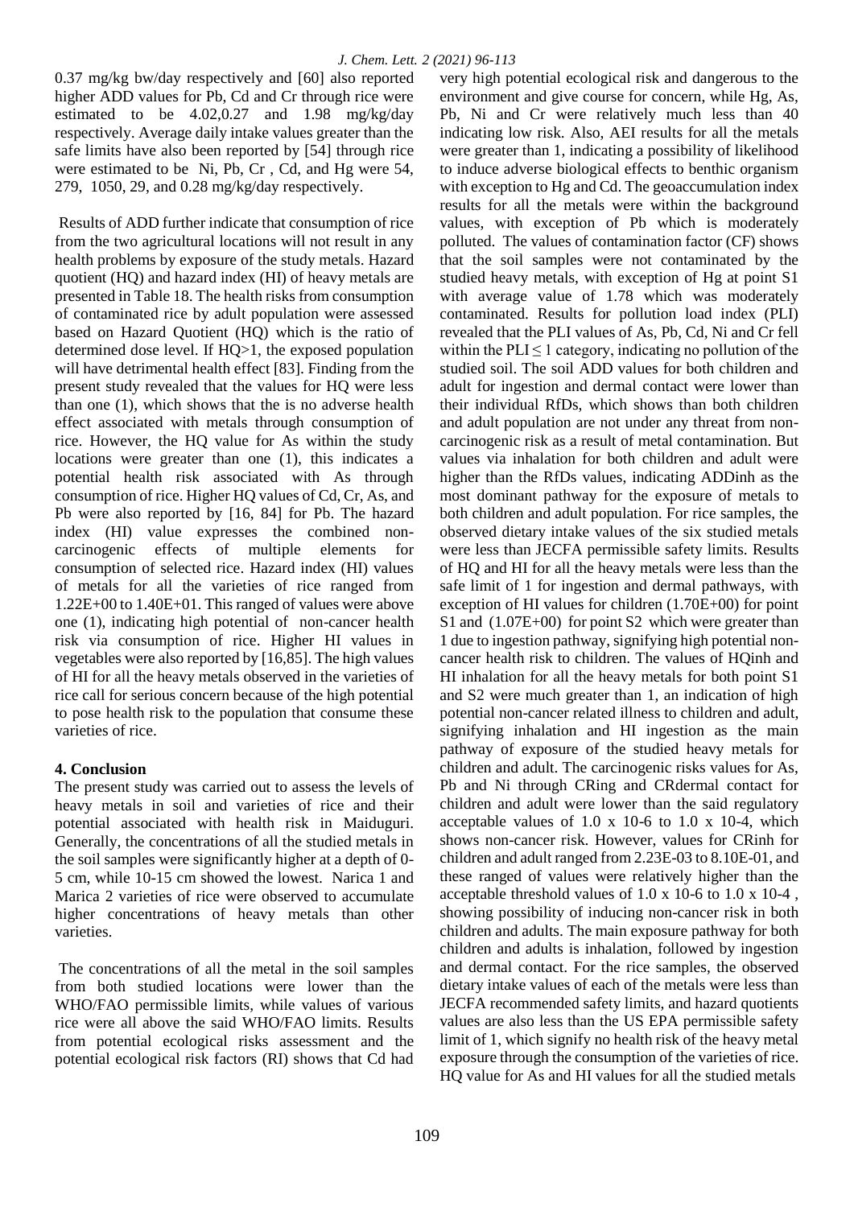0.37 mg/kg bw/day respectively and [60] also reported higher ADD values for Pb, Cd and Cr through rice were estimated to be 4.02,0.27 and 1.98 mg/kg/day respectively. Average daily intake values greater than the safe limits have also been reported by [54] through rice were estimated to be Ni, Pb, Cr , Cd, and Hg were 54, 279, 1050, 29, and 0.28 mg/kg/day respectively.

Results of ADD further indicate that consumption of rice from the two agricultural locations will not result in any health problems by exposure of the study metals. Hazard quotient (HQ) and hazard index (HI) of heavy metals are presented in Table 18. The health risks from consumption of contaminated rice by adult population were assessed based on Hazard Quotient (HQ) which is the ratio of determined dose level. If HQ>1, the exposed population will have detrimental health effect [83]. Finding from the present study revealed that the values for HQ were less than one (1), which shows that the is no adverse health effect associated with metals through consumption of rice. However, the HQ value for As within the study locations were greater than one (1), this indicates a potential health risk associated with As through consumption of rice. Higher HQ values of Cd, Cr, As, and Pb were also reported by [16, 84] for Pb. The hazard index (HI) value expresses the combined non-carcinogenic effects of multiple elements for consumption of selected rice. Hazard index (HI) values of metals for all the varieties of rice ranged from 1.22E+00 to 1.40E+01. This ranged of values were above one (1), indicating high potential of non-cancer health risk via consumption of rice. Higher HI values in vegetables were also reported by [16,85]. The high values of HI for all the heavy metals observed in the varieties of rice call for serious concern because of the high potential to pose health risk to the population that consume these varieties of rice.

## 4. Conclusion

The present study was carried out to assess the levels of heavy metals in soil and varieties of rice and their potential associated with health risk in Maiduguri. Generally, the concentrations of all the studied metals in the soil samples were significantly higher at a depth of 0-5 cm, while 10-15 cm showed the lowest. Narica 1 and Marica 2 varieties of rice were observed to accumulate higher concentrations of heavy metals than other varieties.

The concentrations of all the metal in the soil samples from both studied locations were lower than the WHO/FAO permissible limits, while values of various rice were all above the said WHO/FAO limits. Results from potential ecological risks assessment and the potential ecological risk factors (RI) shows that Cd had very high potential ecological risk and dangerous to the environment and give course for concern, while Hg, As, Pb, Ni and Cr were relatively much less than 40 indicating low risk. Also, AEI results for all the metals were greater than 1, indicating a possibility of likelihood to induce adverse biological effects to benthic organism with exception to Hg and Cd. The geoaccumulation index results for all the metals were within the background values, with exception of Pb which is moderately polluted. The values of contamination factor (CF) shows that the soil samples were not contaminated by the studied heavy metals, with exception of Hg at point S1 with average value of 1.78 which was moderately contaminated. Results for pollution load index (PLI) revealed that the PLI values of As, Pb, Cd, Ni and Cr fell within the PLI $\leq$ 1 category, indicating no pollution of the studied soil. The soil ADD values for both children and adult for ingestion and dermal contact were lower than their individual RfDs, which shows than both children and adult population are not under any threat from non-carcinogenic risk as a result of metal contamination. But values via inhalation for both children and adult were higher than the RfDs values, indicating ADDinh as the most dominant pathway for the exposure of metals to both children and adult population. For rice samples, the observed dietary intake values of the six studied metals were less than JECFA permissible safety limits. Results of HQ and HI for all the heavy metals were less than the safe limit of 1 for ingestion and dermal pathways, with exception of HI values for children (1.70E+00) for point S1 and (1.07E+00) for point S2 which were greater than 1 due to ingestion pathway, signifying high potential non-cancer health risk to children. The values of HQinh and HI inhalation for all the heavy metals for both point S1 and S2 were much greater than 1, an indication of high potential non-cancer related illness to children and adult, signifying inhalation and HI ingestion as the main pathway of exposure of the studied heavy metals for children and adult. The carcinogenic risks values for As, Pb and Ni through CRing and CRdermal contact for children and adult were lower than the said regulatory acceptable values of 1.0 x 10-6 to 1.0 x 10-4, which shows non-cancer risk. However, values for CRinh for children and adult ranged from 2.23E-03 to 8.10E-01, and these ranged of values were relatively higher than the acceptable threshold values of 1.0 x 10-6 to 1.0 x 10-4 , showing possibility of inducing non-cancer risk in both children and adults. The main exposure pathway for both children and adults is inhalation, followed by ingestion and dermal contact. For the rice samples, the observed dietary intake values of each of the metals were less than JECFA recommended safety limits, and hazard quotients values are also less than the US EPA permissible safety limit of 1, which signify no health risk of the heavy metal exposure through the consumption of the varieties of rice. HQ value for As and HI values for all the studied metals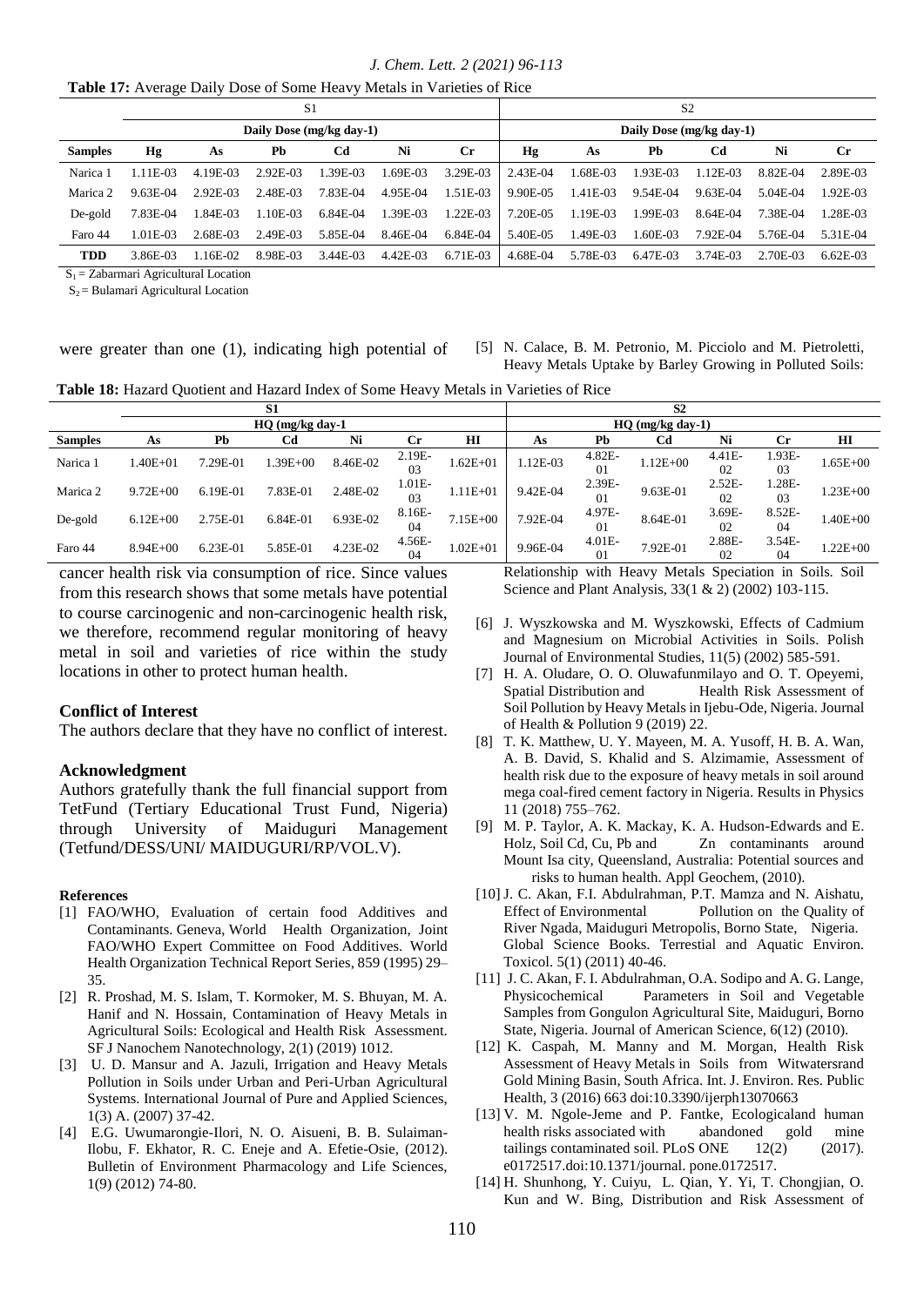**Table 17:** Average Daily Dose of Some Heavy Metals in Varieties of Rice

| | S1 | | | | | | S2 | | | | | |
|---|---|---|---|---|---|---|---|---|---|---|---|---|
| | Daily Dose (mg/kg day-1) | | | | | | Daily Dose (mg/kg day-1) | | | | | |
| **Samples** | **Hg** | **As** | **Pb** | **Cd** | **Ni** | **Cr** | **Hg** | **As** | **Pb** | **Cd** | **Ni** | **Cr** |
| Narica 1 | 1.11E-03 | 4.19E-03 | 2.92E-03 | 1.39E-03 | 1.69E-03 | 3.29E-03 | 2.43E-04 | 1.68E-03 | 1.93E-03 | 1.12E-03 | 8.82E-04 | 2.89E-03 |
| Marica 2 | 9.63E-04 | 2.92E-03 | 2.48E-03 | 7.83E-04 | 4.95E-04 | 1.51E-03 | 9.90E-05 | 1.41E-03 | 9.54E-04 | 9.63E-04 | 5.04E-04 | 1.92E-03 |
| De-gold | 7.83E-04 | 1.84E-03 | 1.10E-03 | 6.84E-04 | 1.39E-03 | 1.22E-03 | 7.20E-05 | 1.19E-03 | 1.99E-03 | 8.64E-04 | 7.38E-04 | 1.28E-03 |
| Faro 44 | 1.01E-03 | 2.68E-03 | 2.49E-03 | 5.85E-04 | 8.46E-04 | 6.84E-04 | 5.40E-05 | 1.49E-03 | 1.60E-03 | 7.92E-04 | 5.76E-04 | 5.31E-04 |
| **TDD** | 3.86E-03 | 1.16E-02 | 8.98E-03 | 3.44E-03 | 4.42E-03 | 6.71E-03 | 4.68E-04 | 5.78E-03 | 6.47E-03 | 3.74E-03 | 2.70E-03 | 6.62E-03 |

$S_1$ = Zabarmari Agricultural Location

$S_2$ = Bulamari Agricultural Location

**Table 18:** Hazard Quotient and Hazard Index of Some Heavy Metals in Varieties of Rice

| | S1 | | | | | | S2 | | | | | |
|---|---|---|---|---|---|---|---|---|---|---|---|---|
| | HQ (mg/kg day-1 | | | | | | HQ (mg/kg day-1) | | | | | |
| **Samples** | **As** | **Pb** | **Cd** | **Ni** | **Cr** | **HI** | **As** | **Pb** | **Cd** | **Ni** | **Cr** | **HI** |
| Narica 1 | 1.40E+01 | 7.29E-01 | 1.39E+00 | 8.46E-02 | 2.19E-03 | 1.62E+01 | 1.12E-03 | 4.82E-01 | 1.12E+00 | 4.41E-02 | 1.93E-03 | 1.65E+00 |
| Marica 2 | 9.72E+00 | 6.19E-01 | 7.83E-01 | 2.48E-02 | 1.01E-03 | 1.11E+01 | 9.42E-04 | 2.39E-01 | 9.63E-01 | 2.52E-02 | 1.28E-03 | 1.23E+00 |
| De-gold | 6.12E+00 | 2.75E-01 | 6.84E-01 | 6.93E-02 | 8.16E-04 | 7.15E+00 | 7.92E-04 | 4.97E-01 | 8.64E-01 | 3.69E-02 | 8.52E-04 | 1.40E+00 |
| Faro 44 | 8.94E+00 | 6.23E-01 | 5.85E-01 | 4.23E-02 | 4.56E-04 | 1.02E+01 | 9.96E-04 | 4.01E-01 | 7.92E-01 | 2.88E-02 | 3.54E-04 | 1.22E+00 |

were greater than one (1), indicating high potential of cancer health risk via consumption of rice. Since values from this research shows that some metals have potential to course carcinogenic and non-carcinogenic health risk, we therefore, recommend regular monitoring of heavy metal in soil and varieties of rice within the study locations in other to protect human health.

#### Conflict of Interest

The authors declare that they have no conflict of interest.

#### Acknowledgment

Authors gratefully thank the full financial support from TetFund (Tertiary Educational Trust Fund, Nigeria) through University of Maiduguri Management (Tetfund/DESS/UNI/ MAIDUGURI/RP/VOL.V).

#### References

[1] FAO/WHO, Evaluation of certain food Additives and Contaminants. Geneva, World Health Organization, Joint FAO/WHO Expert Committee on Food Additives. World Health Organization Technical Report Series, 859 (1995) 29–35.

[2] R. Proshad, M. S. Islam, T. Kormoker, M. S. Bhuyan, M. A. Hanif and N. Hossain, Contamination of Heavy Metals in Agricultural Soils: Ecological and Health Risk Assessment. SF J Nanochem Nanotechnology, 2(1) (2019) 1012.

[3] U. D. Mansur and A. Jazuli, Irrigation and Heavy Metals Pollution in Soils under Urban and Peri-Urban Agricultural Systems. International Journal of Pure and Applied Sciences, 1(3) A. (2007) 37-42.

[4] E.G. Uwumarongie-Ilori, N. O. Aisueni, B. B. Sulaiman-Ilobu, F. Ekhator, R. C. Eneje and A. Efetie-Osie, (2012). Bulletin of Environment Pharmacology and Life Sciences, 1(9) (2012) 74-80.

[5] N. Calace, B. M. Petronio, M. Picciolo and M. Pietroletti, Heavy Metals Uptake by Barley Growing in Polluted Soils: Relationship with Heavy Metals Speciation in Soils. Soil Science and Plant Analysis, 33(1 & 2) (2002) 103-115.

[6] J. Wyszkowska and M. Wyszkowski, Effects of Cadmium and Magnesium on Microbial Activities in Soils. Polish Journal of Environmental Studies, 11(5) (2002) 585-591.

[7] H. A. Oludare, O. O. Oluwafunmilayo and O. T. Opeyemi, Spatial Distribution and Health Risk Assessment of Soil Pollution by Heavy Metals in Ijebu-Ode, Nigeria. Journal of Health & Pollution 9 (2019) 22.

[8] T. K. Matthew, U. Y. Mayeen, M. A. Yusoff, H. B. A. Wan, A. B. David, S. Khalid and S. Alzimamie, Assessment of health risk due to the exposure of heavy metals in soil around mega coal-fired cement factory in Nigeria. Results in Physics 11 (2018) 755–762.

[9] M. P. Taylor, A. K. Mackay, K. A. Hudson-Edwards and E. Holz, Soil Cd, Cu, Pb and Zn contaminants around Mount Isa city, Queensland, Australia: Potential sources and risks to human health. Appl Geochem, (2010).

[10] J. C. Akan, F.I. Abdulrahman, P.T. Mamza and N. Aishatu, Effect of Environmental Pollution on the Quality of River Ngada, Maiduguri Metropolis, Borno State, Nigeria. Global Science Books. Terrestial and Aquatic Environ. Toxicol. 5(1) (2011) 40-46.

[11] J. C. Akan, F. I. Abdulrahman, O.A. Sodipo and A. G. Lange, Physicochemical Parameters in Soil and Vegetable Samples from Gongulon Agricultural Site, Maiduguri, Borno State, Nigeria. Journal of American Science, 6(12) (2010).

[12] K. Caspah, M. Manny and M. Morgan, Health Risk Assessment of Heavy Metals in Soils from Witwatersrand Gold Mining Basin, South Africa. Int. J. Environ. Res. Public Health, 3 (2016) 663 doi:10.3390/ijerph13070663

[13] V. M. Ngole-Jeme and P. Fantke, Ecologicaland human health risks associated with abandoned gold mine tailings contaminated soil. PLoS ONE 12(2) (2017). e0172517.doi:10.1371/journal. pone.0172517.

[14] H. Shunhong, Y. Cuiyu, L. Qian, Y. Yi, T. Chongjian, O. Kun and W. Bing, Distribution and Risk Assessment of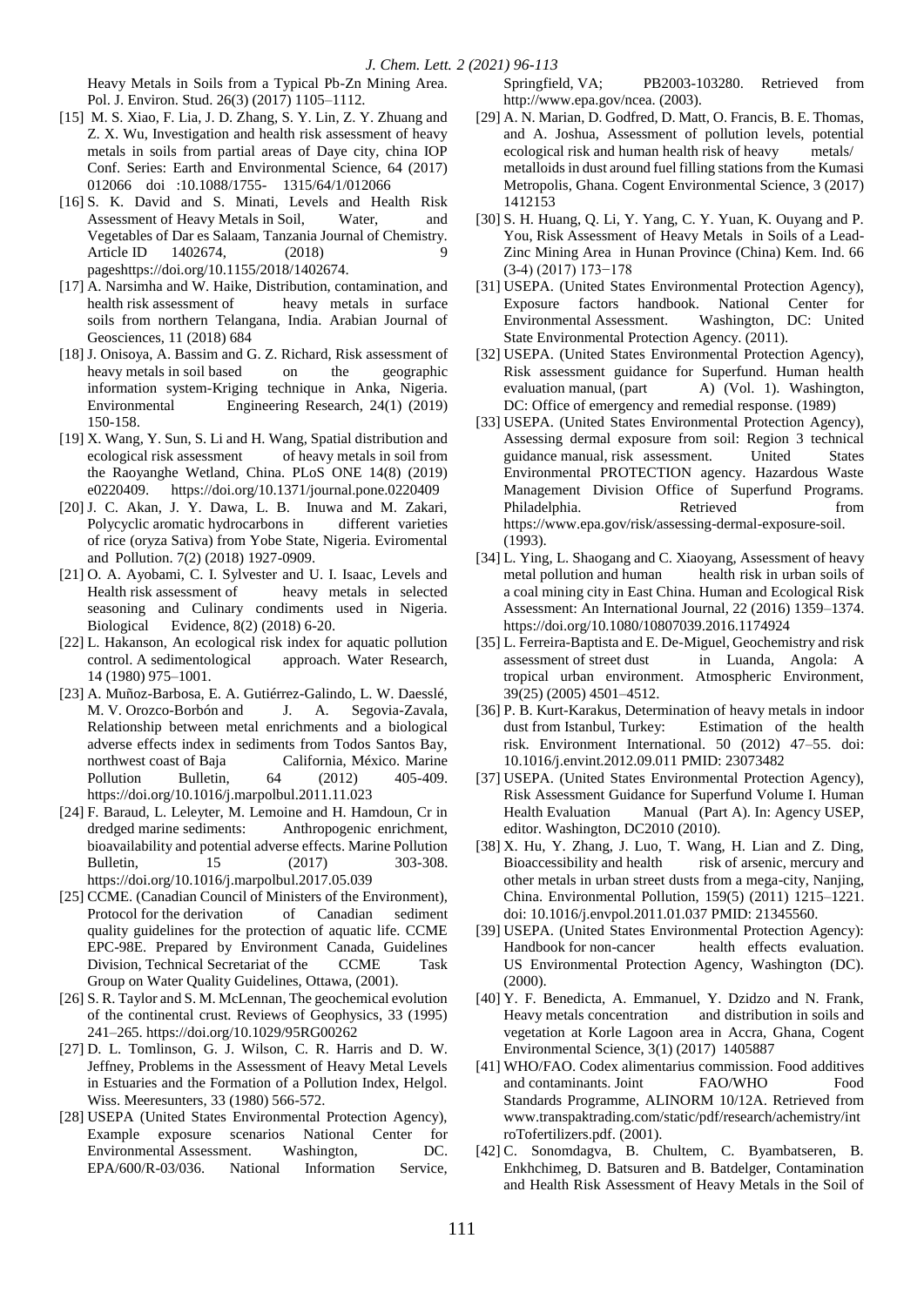Heavy Metals in Soils from a Typical Pb-Zn Mining Area. Pol. J. Environ. Stud. 26(3) (2017) 1105–1112.

[15] M. S. Xiao, F. Lia, J. D. Zhang, S. Y. Lin, Z. Y. Zhuang and Z. X. Wu, Investigation and health risk assessment of heavy metals in soils from partial areas of Daye city, china IOP Conf. Series: Earth and Environmental Science, 64 (2017) 012066 doi :10.1088/1755- 1315/64/1/012066

[16] S. K. David and S. Minati, Levels and Health Risk Assessment of Heavy Metals in Soil, Water, and Vegetables of Dar es Salaam, Tanzania Journal of Chemistry. Article ID 1402674, (2018) 9 pageshttps://doi.org/10.1155/2018/1402674.

[17] A. Narsimha and W. Haike, Distribution, contamination, and health risk assessment of heavy metals in surface soils from northern Telangana, India. Arabian Journal of Geosciences, 11 (2018) 684

[18] J. Onisoya, A. Bassim and G. Z. Richard, Risk assessment of heavy metals in soil based on the geographic information system-Kriging technique in Anka, Nigeria. Environmental Engineering Research, 24(1) (2019) 150-158.

[19] X. Wang, Y. Sun, S. Li and H. Wang, Spatial distribution and ecological risk assessment of heavy metals in soil from the Raoyanghe Wetland, China. PLoS ONE 14(8) (2019) e0220409. https://doi.org/10.1371/journal.pone.0220409

[20] J. C. Akan, J. Y. Dawa, L. B. Inuwa and M. Zakari, Polycyclic aromatic hydrocarbons in different varieties of rice (oryza Sativa) from Yobe State, Nigeria. Eviromental and Pollution. 7(2) (2018) 1927-0909.

[21] O. A. Ayobami, C. I. Sylvester and U. I. Isaac, Levels and Health risk assessment of heavy metals in selected seasoning and Culinary condiments used in Nigeria. Biological Evidence, 8(2) (2018) 6-20.

[22] L. Hakanson, An ecological risk index for aquatic pollution control. A sedimentological approach. Water Research, 14 (1980) 975–1001.

[23] A. Muñoz-Barbosa, E. A. Gutiérrez-Galindo, L. W. Daesslé, M. V. Orozco-Borbón and J. A. Segovia-Zavala, Relationship between metal enrichments and a biological adverse effects index in sediments from Todos Santos Bay, northwest coast of Baja California, México. Marine Pollution Bulletin, 64 (2012) 405-409. https://doi.org/10.1016/j.marpolbul.2011.11.023

[24] F. Baraud, L. Leleyter, M. Lemoine and H. Hamdoun, Cr in dredged marine sediments: Anthropogenic enrichment, bioavailability and potential adverse effects. Marine Pollution Bulletin, 15 (2017) 303-308. https://doi.org/10.1016/j.marpolbul.2017.05.039

[25] CCME. (Canadian Council of Ministers of the Environment), Protocol for the derivation of Canadian sediment quality guidelines for the protection of aquatic life. CCME EPC-98E. Prepared by Environment Canada, Guidelines Division, Technical Secretariat of the CCME Task Group on Water Quality Guidelines, Ottawa, (2001).

[26] S. R. Taylor and S. M. McLennan, The geochemical evolution of the continental crust. Reviews of Geophysics, 33 (1995) 241–265. https://doi.org/10.1029/95RG00262

[27] D. L. Tomlinson, G. J. Wilson, C. R. Harris and D. W. Jeffney, Problems in the Assessment of Heavy Metal Levels in Estuaries and the Formation of a Pollution Index, Helgol. Wiss. Meeresunters, 33 (1980) 566-572.

[28] USEPA (United States Environmental Protection Agency), Example exposure scenarios National Center for Environmental Assessment. Washington, DC. EPA/600/R-03/036. National Information Service, Springfield, VA; PB2003-103280. Retrieved from http://www.epa.gov/ncea. (2003).

[29] A. N. Marian, D. Godfred, D. Matt, O. Francis, B. E. Thomas, and A. Joshua, Assessment of pollution levels, potential ecological risk and human health risk of heavy metals/ metalloids in dust around fuel filling stations from the Kumasi Metropolis, Ghana. Cogent Environmental Science, 3 (2017) 1412153

[30] S. H. Huang, Q. Li, Y. Yang, C. Y. Yuan, K. Ouyang and P. You, Risk Assessment of Heavy Metals in Soils of a Lead-Zinc Mining Area in Hunan Province (China) Kem. Ind. 66 (3-4) (2017) 173−178

[31] USEPA. (United States Environmental Protection Agency), Exposure factors handbook. National Center for Environmental Assessment. Washington, DC: United State Environmental Protection Agency. (2011).

[32] USEPA. (United States Environmental Protection Agency), Risk assessment guidance for Superfund. Human health evaluation manual, (part A) (Vol. 1). Washington, DC: Office of emergency and remedial response. (1989)

[33] USEPA. (United States Environmental Protection Agency), Assessing dermal exposure from soil: Region 3 technical guidance manual, risk assessment. United States Environmental PROTECTION agency. Hazardous Waste Management Division Office of Superfund Programs. Philadelphia. Retrieved from https://www.epa.gov/risk/assessing-dermal-exposure-soil. (1993).

[34] L. Ying, L. Shaogang and C. Xiaoyang, Assessment of heavy metal pollution and human health risk in urban soils of a coal mining city in East China. Human and Ecological Risk Assessment: An International Journal, 22 (2016) 1359–1374. https://doi.org/10.1080/10807039.2016.1174924

[35] L. Ferreira-Baptista and E. De-Miguel, Geochemistry and risk assessment of street dust in Luanda, Angola: A tropical urban environment. Atmospheric Environment, 39(25) (2005) 4501–4512.

[36] P. B. Kurt-Karakus, Determination of heavy metals in indoor dust from Istanbul, Turkey: Estimation of the health risk. Environment International. 50 (2012) 47–55. doi: 10.1016/j.envint.2012.09.011 PMID: 23073482

[37] USEPA. (United States Environmental Protection Agency), Risk Assessment Guidance for Superfund Volume I. Human Health Evaluation Manual (Part A). In: Agency USEP, editor. Washington, DC2010 (2010).

[38] X. Hu, Y. Zhang, J. Luo, T. Wang, H. Lian and Z. Ding, Bioaccessibility and health risk of arsenic, mercury and other metals in urban street dusts from a mega-city, Nanjing, China. Environmental Pollution, 159(5) (2011) 1215–1221. doi: 10.1016/j.envpol.2011.01.037 PMID: 21345560.

[39] USEPA. (United States Environmental Protection Agency): Handbook for non-cancer health effects evaluation. US Environmental Protection Agency, Washington (DC). (2000).

[40] Y. F. Benedicta, A. Emmanuel, Y. Dzidzo and N. Frank, Heavy metals concentration and distribution in soils and vegetation at Korle Lagoon area in Accra, Ghana, Cogent Environmental Science, 3(1) (2017) 1405887

[41] WHO/FAO. Codex alimentarius commission. Food additives and contaminants. Joint FAO/WHO Food Standards Programme, ALINORM 10/12A. Retrieved from www.transpaktrading.com/static/pdf/research/achemistry/introTofertilizers.pdf. (2001).

[42] C. Sonomdagva, B. Chultem, C. Byambatseren, B. Enkhchimeg, D. Batsuren and B. Batdelger, Contamination and Health Risk Assessment of Heavy Metals in the Soil of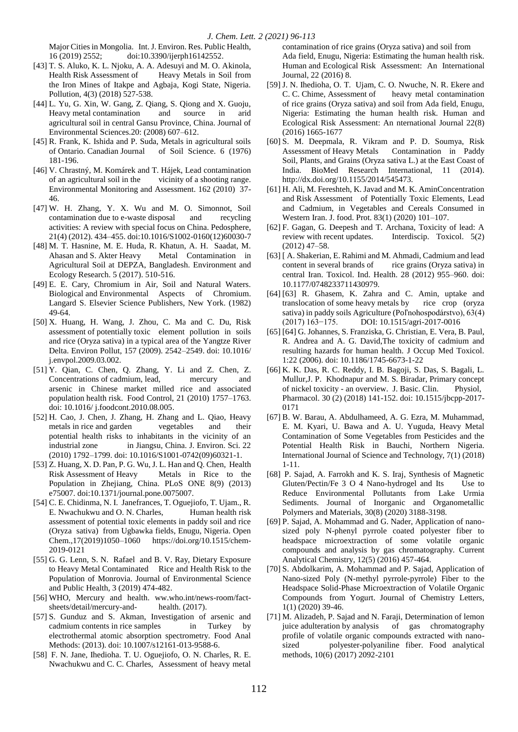Major Cities in Mongolia. Int. J. Environ. Res. Public Health, 16 (2019) 2552; doi:10.3390/ijerph16142552.

[43] T. S. Aluko, K. L. Njoku, A. A. Adesuyi and M. O. Akinola, Health Risk Assessment of Heavy Metals in Soil from the Iron Mines of Itakpe and Agbaja, Kogi State, Nigeria. Pollution, 4(3) (2018) 527-538.

[44] L. Yu, G. Xin, W. Gang, Z. Qiang, S. Qiong and X. Guoju, Heavy metal contamination and source in arid agricultural soil in central Gansu Province, China. Journal of Environmental Sciences.20: (2008) 607–612.

[45] R. Frank, K. Ishida and P. Suda, Metals in agricultural soils of Ontario. Canadian Journal of Soil Science. 6 (1976) 181-196.

[46] V. Chrastný, M. Komárek and T. Hájek, Lead contamination of an agricultural soil in the vicinity of a shooting range. Environmental Monitoring and Assessment. 162 (2010) 37-46.

[47] W. H. Zhang, Y. X. Wu and M. O. Simonnot, Soil contamination due to e-waste disposal and recycling activities: A review with special focus on China. Pedosphere, 21(4) (2012). 434–455. doi:10.1016/S1002-0160(12)60030-7

[48] M. T. Hasnine, M. E. Huda, R. Khatun, A. H. Saadat, M. Ahasan and S. Akter Heavy Metal Contamination in Agricultural Soil at DEPZA, Bangladesh. Environment and Ecology Research. 5 (2017). 510-516.

[49] E. E. Cary, Chromium in Air, Soil and Natural Waters. Biological and Environmental Aspects of Chromium. Langard S. Elsevier Science Publishers, New York. (1982) 49-64.

[50] X. Huang, H. Wang, J. Zhou, C. Ma and C. Du, Risk assessment of potentially toxic element pollution in soils and rice (Oryza sativa) in a typical area of the Yangtze River Delta. Environ Pollut, 157 (2009). 2542–2549. doi: 10.1016/ j.envpol.2009.03.002.

[51] Y. Qian, C. Chen, Q. Zhang, Y. Li and Z. Chen, Z. Concentrations of cadmium, lead, mercury and arsenic in Chinese market milled rice and associated population health risk. Food Control, 21 (2010) 1757–1763. doi: 10.1016/ j.foodcont.2010.08.005.

[52] H. Cao, J. Chen, J. Zhang, H. Zhang and L. Qiao, Heavy metals in rice and garden vegetables and their potential health risks to inhabitants in the vicinity of an industrial zone in Jiangsu, China. J. Environ. Sci. 22 (2010) 1792–1799. doi: 10.1016/S1001-0742(09)60321-1.

[53] Z. Huang, X. D. Pan, P. G. Wu, J. L. Han and Q. Chen, Health Risk Assessment of Heavy Metals in Rice to the Population in Zhejiang, China. PLoS ONE 8(9) (2013) e75007. doi:10.1371/journal.pone.0075007.

[54] C. E. Chidinma, N. I. Janefrances, T. Oguejiofo, T. Ujam., R. E. Nwachukwu and O. N. Charles, Human health risk assessment of potential toxic elements in paddy soil and rice (Oryza sativa) from Ugbawka fields, Enugu, Nigeria. Open Chem.,17(2019)1050–1060 https://doi.org/10.1515/chem-2019-0121

[55] G. G. Lenn, S. N. Rafael and B. V. Ray, Dietary Exposure to Heavy Metal Contaminated Rice and Health Risk to the Population of Monrovia. Journal of Environmental Science and Public Health, 3 (2019) 474-482.

[56] WHO, Mercury and health. ww.who.int/news-room/fact-sheets/detail/mercury-and- health. (2017).

[57] S. Gunduz and S. Akman, Investigation of arsenic and cadmium contents in rice samples in Turkey by electrothermal atomic absorption spectrometry. Food Anal Methods: (2013). doi: 10.1007/s12161-013-9588-6.

[58] F. N. Jane, Ihedioha. T. U. Oguejiofo, O. N. Charles, R. E. Nwachukwu and C. C. Charles, Assessment of heavy metal contamination of rice grains (Oryza sativa) and soil from Ada field, Enugu, Nigeria: Estimating the human health risk. Human and Ecological Risk Assessment: An International Journal, 22 (2016) 8.

[59] J. N. Ihedioha, O. T. Ujam, C. O. Nwuche, N. R. Ekere and C. C. Chime, Assessment of heavy metal contamination of rice grains (Oryza sativa) and soil from Ada field, Enugu, Nigeria: Estimating the human health risk. Human and Ecological Risk Assessment: An nternational Journal 22(8) (2016) 1665-1677

[60] S. M. Deepmala, R. Vikram and P. D. Soumya, Risk Assessment of Heavy Metals Contamination in Paddy Soil, Plants, and Grains (Oryza sativa L.) at the East Coast of India. BioMed Research International, 11 (2014). http://dx.doi.org/10.1155/2014/545473.

[61] H. Ali, M. Fereshteh, K. Javad and M. K. AminConcentration and Risk Assessment of Potentially Toxic Elements, Lead and Cadmium, in Vegetables and Cereals Consumed in Western Iran. J. food. Prot. 83(1) (2020) 101–107.

[62] F. Gagan, G. Deepesh and T. Archana, Toxicity of lead: A review with recent updates. Interdiscip. Toxicol. 5(2) (2012) 47–58.

[63] [ A. Shakerian, E. Rahimi and M. Ahmadi, Cadmium and lead content in several brands of rice grains (Oryza sativa) in central Iran. Toxicol. Ind. Health. 28 (2012) 955–960. doi: 10.1177/0748233711430979.

[64] [63] R. Ghasem, K. Zahra and C. Amin, uptake and translocation of some heavy metals by rice crop (oryza sativa) in paddy soils Agriculture (Poľnohospodárstvo), 63(4) (2017) 163−175. DOI: 10.1515/agri-2017-0016

[65] [64] G. Johannes, S. Franziska, G. Christian, E. Vera, B. Paul, R. Andrea and A. G. David,The toxicity of cadmium and resulting hazards for human health. J Occup Med Toxicol. 1:22 (2006). doi: 10.1186/1745-6673-1-22

[66] K. K. Das, R. C. Reddy, I. B. Bagoji, S. Das, S. Bagali, L. Mullur,J. P. Khodnapur and M. S. Biradar, Primary concept of nickel toxicity - an overview. J. Basic. Clin. Physiol, Pharmacol. 30 (2) (2018) 141-152. doi: 10.1515/jbcpp-2017-0171

[67] B. W. Barau, A. Abdulhameed, A. G. Ezra, M. Muhammad, E. M. Kyari, U. Bawa and A. U. Yuguda, Heavy Metal Contamination of Some Vegetables from Pesticides and the Potential Health Risk in Bauchi, Northern Nigeria. International Journal of Science and Technology, 7(1) (2018) 1-11.

[68] P. Sajad, A. Farrokh and K. S. Iraj, Synthesis of Magnetic Gluten/Pectin/Fe 3 O 4 Nano-hydrogel and Its Use to Reduce Environmental Pollutants from Lake Urmia Sediments. Journal of Inorganic and Organometallic Polymers and Materials, 30(8) (2020) 3188-3198.

[69] P. Sajad, A. Mohammad and G. Nader, Application of nano-sized poly N-phenyl pyrrole coated polyester fiber to headspace microextraction of some volatile organic compounds and analysis by gas chromatography. Current Analytical Chemistry, 12(5) (2016) 457-464.

[70] S. Abdolkarim, A. Mohammad and P. Sajad, Application of Nano-sized Poly (N-methyl pyrrole-pyrrole) Fiber to the Headspace Solid-Phase Microextraction of Volatile Organic Compounds from Yogurt. Journal of Chemistry Letters, 1(1) (2020) 39-46.

[71] M. Alizadeh, P. Sajad and N. Faraji, Determination of lemon juice adulteration by analysis of gas chromatography profile of volatile organic compounds extracted with nano-sized polyester-polyaniline fiber. Food analytical methods, 10(6) (2017) 2092-2101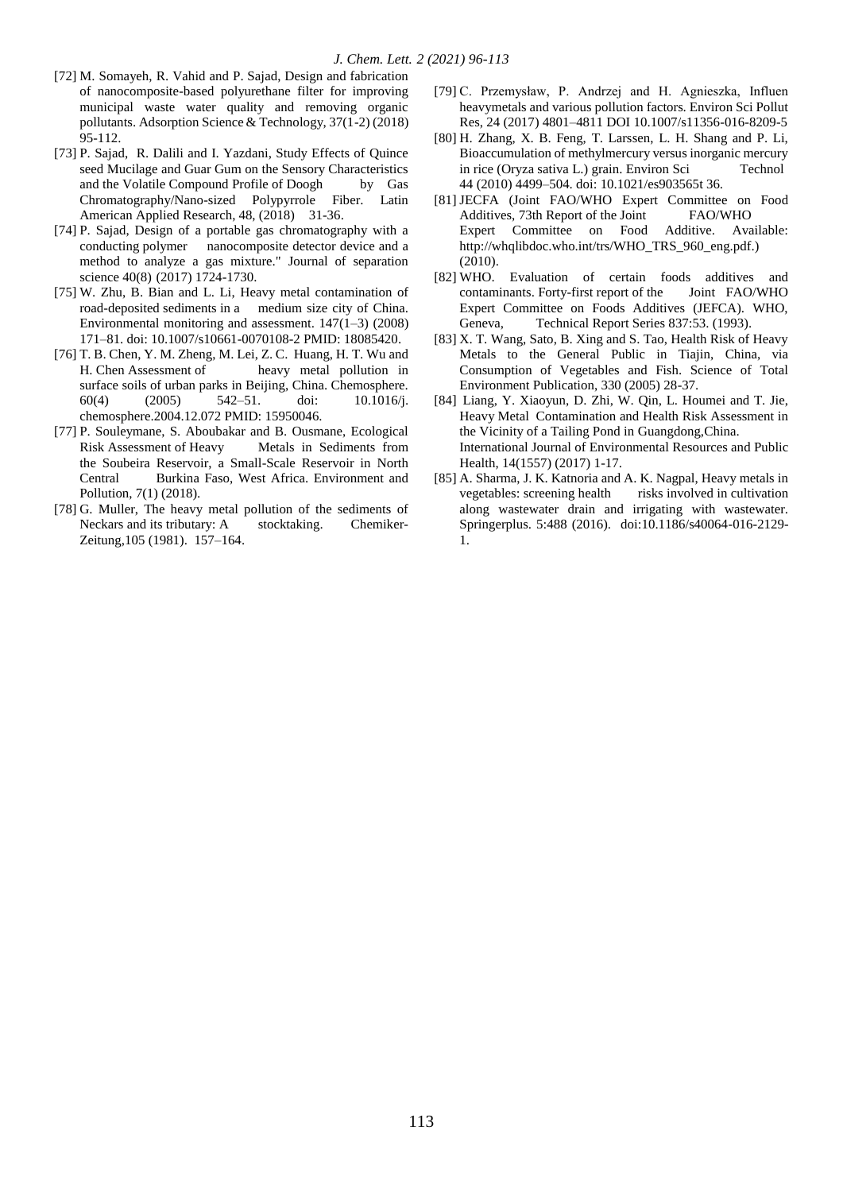[72] M. Somayeh, R. Vahid and P. Sajad, Design and fabrication of nanocomposite-based polyurethane filter for improving municipal waste water quality and removing organic pollutants. Adsorption Science & Technology, 37(1-2) (2018) 95-112.

[73] P. Sajad, R. Dalili and I. Yazdani, Study Effects of Quince seed Mucilage and Guar Gum on the Sensory Characteristics and the Volatile Compound Profile of Doogh by Gas Chromatography/Nano-sized Polypyrrole Fiber. Latin American Applied Research, 48, (2018) 31-36.

[74] P. Sajad, Design of a portable gas chromatography with a conducting polymer nanocomposite detector device and a method to analyze a gas mixture." Journal of separation science 40(8) (2017) 1724-1730.

[75] W. Zhu, B. Bian and L. Li, Heavy metal contamination of road-deposited sediments in a medium size city of China. Environmental monitoring and assessment. 147(1–3) (2008) 171–81. doi: 10.1007/s10661-0070108-2 PMID: 18085420.

[76] T. B. Chen, Y. M. Zheng, M. Lei, Z. C. Huang, H. T. Wu and H. Chen Assessment of heavy metal pollution in surface soils of urban parks in Beijing, China. Chemosphere. 60(4) (2005) 542–51. doi: 10.1016/j. chemosphere.2004.12.072 PMID: 15950046.

[77] P. Souleymane, S. Aboubakar and B. Ousmane, Ecological Risk Assessment of Heavy Metals in Sediments from the Soubeira Reservoir, a Small-Scale Reservoir in North Central Burkina Faso, West Africa. Environment and Pollution, 7(1) (2018).

[78] G. Muller, The heavy metal pollution of the sediments of Neckars and its tributary: A stocktaking. Chemiker-Zeitung,105 (1981). 157–164.

[79] C. Przemysław, P. Andrzej and H. Agnieszka, Influen heavymetals and various pollution factors. Environ Sci Pollut Res, 24 (2017) 4801–4811 DOI 10.1007/s11356-016-8209-5

[80] H. Zhang, X. B. Feng, T. Larssen, L. H. Shang and P. Li, Bioaccumulation of methylmercury versus inorganic mercury in rice (Oryza sativa L.) grain. Environ Sci Technol 44 (2010) 4499–504. doi: 10.1021/es903565t 36.

[81] JECFA (Joint FAO/WHO Expert Committee on Food Additives, 73th Report of the Joint FAO/WHO Expert Committee on Food Additive. Available: http://whqlibdoc.who.int/trs/WHO_TRS_960_eng.pdf.) (2010).

[82] WHO. Evaluation of certain foods additives and contaminants. Forty-first report of the Joint FAO/WHO Expert Committee on Foods Additives (JEFCA). WHO, Geneva, Technical Report Series 837:53. (1993).

[83] X. T. Wang, Sato, B. Xing and S. Tao, Health Risk of Heavy Metals to the General Public in Tiajin, China, via Consumption of Vegetables and Fish. Science of Total Environment Publication, 330 (2005) 28-37.

[84] Liang, Y. Xiaoyun, D. Zhi, W. Qin, L. Houmei and T. Jie, Heavy Metal Contamination and Health Risk Assessment in the Vicinity of a Tailing Pond in Guangdong,China. International Journal of Environmental Resources and Public Health, 14(1557) (2017) 1-17.

[85] A. Sharma, J. K. Katnoria and A. K. Nagpal, Heavy metals in vegetables: screening health risks involved in cultivation along wastewater drain and irrigating with wastewater. Springerplus. 5:488 (2016). doi:10.1186/s40064-016-2129-1.